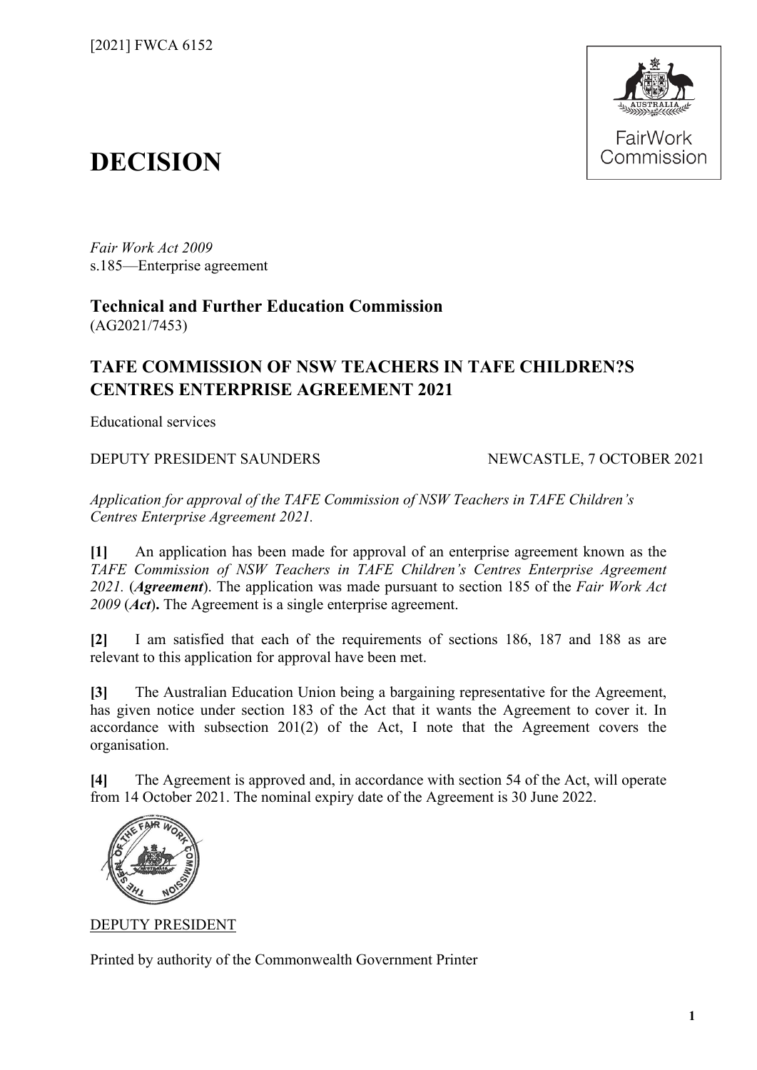[2021] FWCA 6152

# DECISION

*Fair Work Act 2009*
s.185—Enterprise agreement

**Technical and Further Education Commission**
(AG2021/7453)

## TAFE COMMISSION OF NSW TEACHERS IN TAFE CHILDREN?S CENTRES ENTERPRISE AGREEMENT 2021

Educational services

DEPUTY PRESIDENT SAUNDERS NEWCASTLE, 7 OCTOBER 2021

*Application for approval of the TAFE Commission of NSW Teachers in TAFE Children's Centres Enterprise Agreement 2021.*

**[1]** An application has been made for approval of an enterprise agreement known as the *TAFE Commission of NSW Teachers in TAFE Children's Centres Enterprise Agreement 2021.* (***Agreement***). The application was made pursuant to section 185 of the *Fair Work Act 2009* (***Act***)**.** The Agreement is a single enterprise agreement.

**[2]** I am satisfied that each of the requirements of sections 186, 187 and 188 as are relevant to this application for approval have been met.

**[3]** The Australian Education Union being a bargaining representative for the Agreement, has given notice under section 183 of the Act that it wants the Agreement to cover it. In accordance with subsection 201(2) of the Act, I note that the Agreement covers the organisation.

**[4]** The Agreement is approved and, in accordance with section 54 of the Act, will operate from 14 October 2021. The nominal expiry date of the Agreement is 30 June 2022.

DEPUTY PRESIDENT

Printed by authority of the Commonwealth Government Printer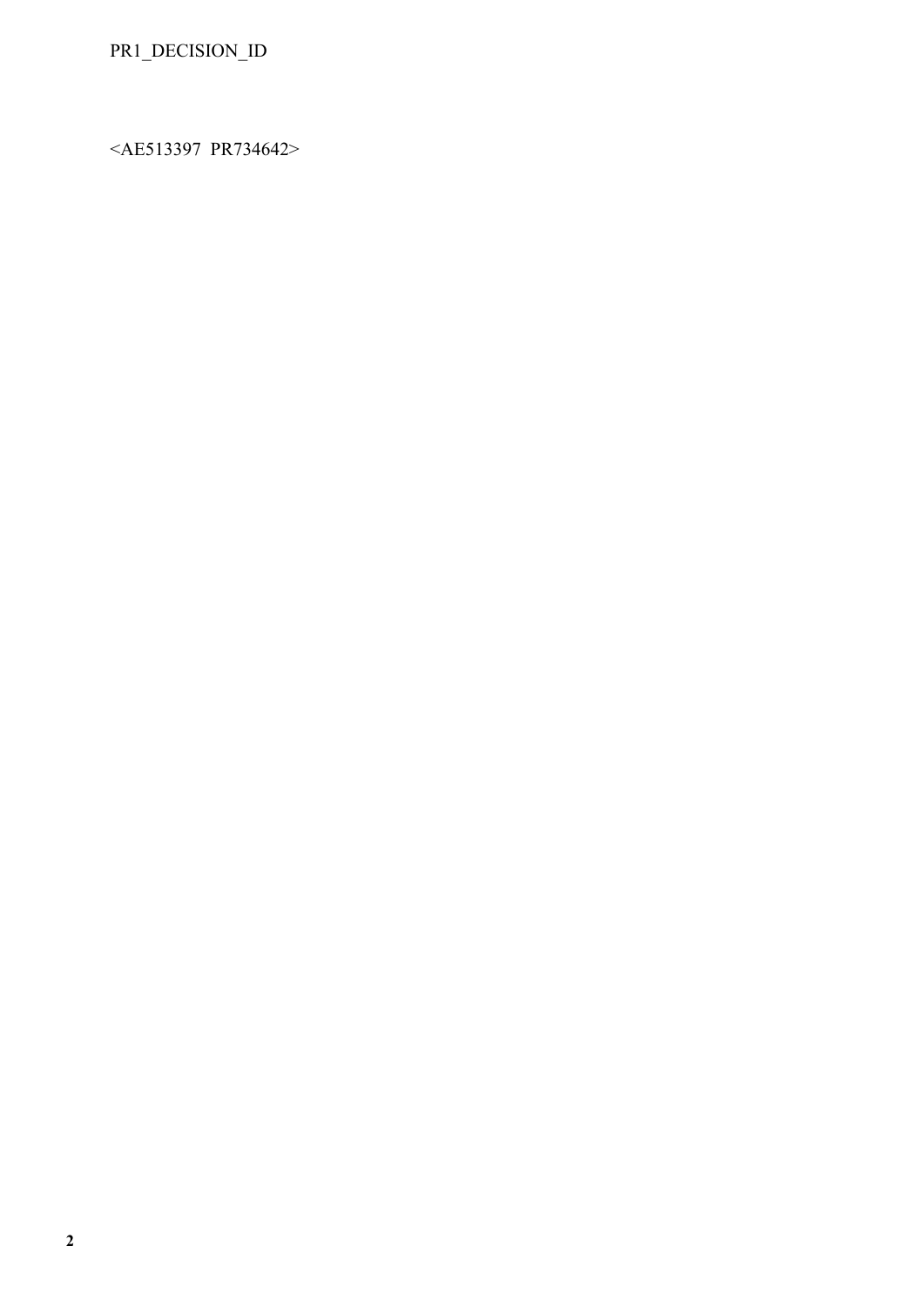PR1_DECISION_ID

<AE513397 PR734642>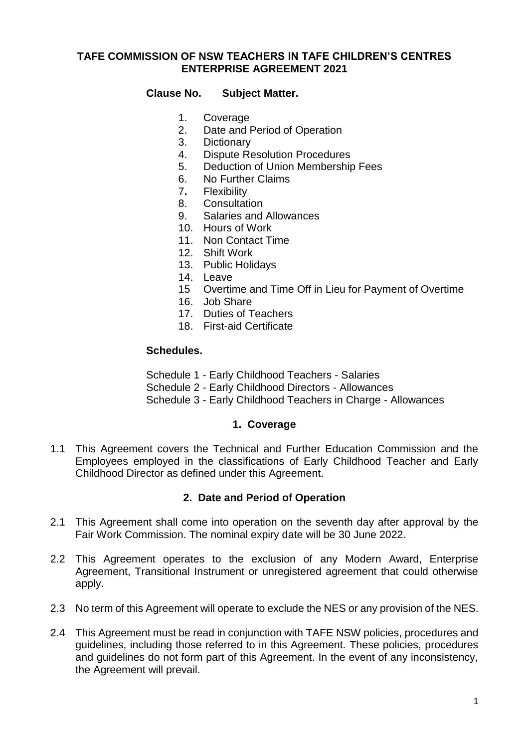# TAFE COMMISSION OF NSW TEACHERS IN TAFE CHILDREN'S CENTRES ENTERPRISE AGREEMENT 2021

**Clause No. Subject Matter.**

1. Coverage
2. Date and Period of Operation
3. Dictionary
4. Dispute Resolution Procedures
5. Deduction of Union Membership Fees
6. No Further Claims
7. Flexibility
8. Consultation
9. Salaries and Allowances
10. Hours of Work
11. Non Contact Time
12. Shift Work
13. Public Holidays
14. Leave
15. Overtime and Time Off in Lieu for Payment of Overtime
16. Job Share
17. Duties of Teachers
18. First-aid Certificate

**Schedules.**

Schedule 1 - Early Childhood Teachers - Salaries
Schedule 2 - Early Childhood Directors - Allowances
Schedule 3 - Early Childhood Teachers in Charge - Allowances

## 1. Coverage

1.1 This Agreement covers the Technical and Further Education Commission and the Employees employed in the classifications of Early Childhood Teacher and Early Childhood Director as defined under this Agreement.

## 2. Date and Period of Operation

2.1 This Agreement shall come into operation on the seventh day after approval by the Fair Work Commission. The nominal expiry date will be 30 June 2022.

2.2 This Agreement operates to the exclusion of any Modern Award, Enterprise Agreement, Transitional Instrument or unregistered agreement that could otherwise apply.

2.3 No term of this Agreement will operate to exclude the NES or any provision of the NES.

2.4 This Agreement must be read in conjunction with TAFE NSW policies, procedures and guidelines, including those referred to in this Agreement. These policies, procedures and guidelines do not form part of this Agreement. In the event of any inconsistency, the Agreement will prevail.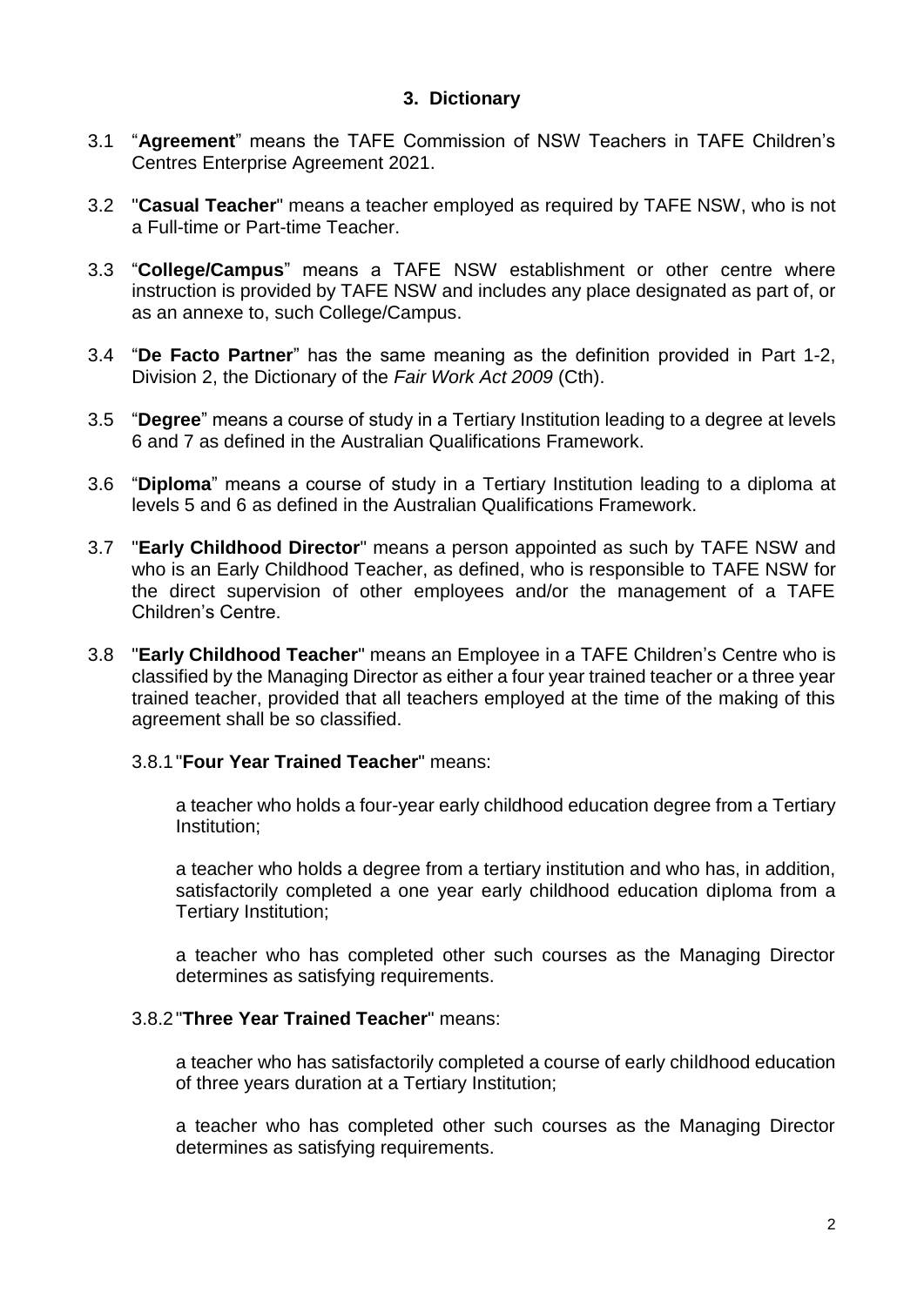## 3. Dictionary

3.1 "**Agreement**" means the TAFE Commission of NSW Teachers in TAFE Children's Centres Enterprise Agreement 2021.

3.2 "**Casual Teacher**" means a teacher employed as required by TAFE NSW, who is not a Full-time or Part-time Teacher.

3.3 "**College/Campus**" means a TAFE NSW establishment or other centre where instruction is provided by TAFE NSW and includes any place designated as part of, or as an annexe to, such College/Campus.

3.4 "**De Facto Partner**" has the same meaning as the definition provided in Part 1-2, Division 2, the Dictionary of the *Fair Work Act 2009* (Cth).

3.5 "**Degree**" means a course of study in a Tertiary Institution leading to a degree at levels 6 and 7 as defined in the Australian Qualifications Framework.

3.6 "**Diploma**" means a course of study in a Tertiary Institution leading to a diploma at levels 5 and 6 as defined in the Australian Qualifications Framework.

3.7 "**Early Childhood Director**" means a person appointed as such by TAFE NSW and who is an Early Childhood Teacher, as defined, who is responsible to TAFE NSW for the direct supervision of other employees and/or the management of a TAFE Children's Centre.

3.8 "**Early Childhood Teacher**" means an Employee in a TAFE Children's Centre who is classified by the Managing Director as either a four year trained teacher or a three year trained teacher, provided that all teachers employed at the time of the making of this agreement shall be so classified.

3.8.1 "**Four Year Trained Teacher**" means:

a teacher who holds a four-year early childhood education degree from a Tertiary Institution;

a teacher who holds a degree from a tertiary institution and who has, in addition, satisfactorily completed a one year early childhood education diploma from a Tertiary Institution;

a teacher who has completed other such courses as the Managing Director determines as satisfying requirements.

3.8.2 "**Three Year Trained Teacher**" means:

a teacher who has satisfactorily completed a course of early childhood education of three years duration at a Tertiary Institution;

a teacher who has completed other such courses as the Managing Director determines as satisfying requirements.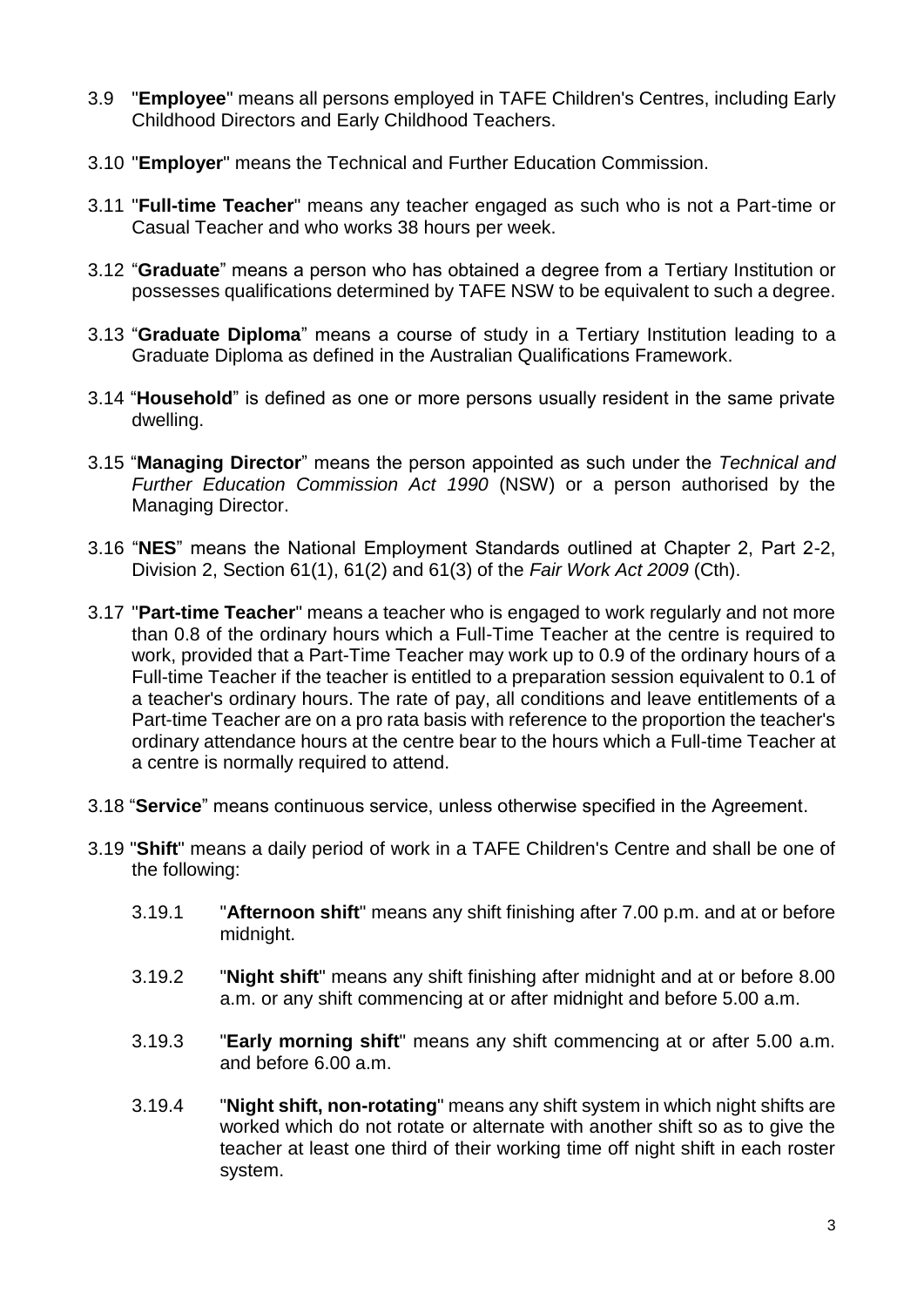3.9 "**Employee**" means all persons employed in TAFE Children's Centres, including Early Childhood Directors and Early Childhood Teachers.

3.10 "**Employer**" means the Technical and Further Education Commission.

3.11 "**Full-time Teacher**" means any teacher engaged as such who is not a Part-time or Casual Teacher and who works 38 hours per week.

3.12 "**Graduate**" means a person who has obtained a degree from a Tertiary Institution or possesses qualifications determined by TAFE NSW to be equivalent to such a degree.

3.13 "**Graduate Diploma**" means a course of study in a Tertiary Institution leading to a Graduate Diploma as defined in the Australian Qualifications Framework.

3.14 "**Household**" is defined as one or more persons usually resident in the same private dwelling.

3.15 "**Managing Director**" means the person appointed as such under the *Technical and Further Education Commission Act 1990* (NSW) or a person authorised by the Managing Director.

3.16 "**NES**" means the National Employment Standards outlined at Chapter 2, Part 2-2, Division 2, Section 61(1), 61(2) and 61(3) of the *Fair Work Act 2009* (Cth).

3.17 "**Part-time Teacher**" means a teacher who is engaged to work regularly and not more than 0.8 of the ordinary hours which a Full-Time Teacher at the centre is required to work, provided that a Part-Time Teacher may work up to 0.9 of the ordinary hours of a Full-time Teacher if the teacher is entitled to a preparation session equivalent to 0.1 of a teacher's ordinary hours. The rate of pay, all conditions and leave entitlements of a Part-time Teacher are on a pro rata basis with reference to the proportion the teacher's ordinary attendance hours at the centre bear to the hours which a Full-time Teacher at a centre is normally required to attend.

3.18 "**Service**" means continuous service, unless otherwise specified in the Agreement.

3.19 "**Shift**" means a daily period of work in a TAFE Children's Centre and shall be one of the following:

3.19.1 "**Afternoon shift**" means any shift finishing after 7.00 p.m. and at or before midnight.

3.19.2 "**Night shift**" means any shift finishing after midnight and at or before 8.00 a.m. or any shift commencing at or after midnight and before 5.00 a.m.

3.19.3 "**Early morning shift**" means any shift commencing at or after 5.00 a.m. and before 6.00 a.m.

3.19.4 "**Night shift, non-rotating**" means any shift system in which night shifts are worked which do not rotate or alternate with another shift so as to give the teacher at least one third of their working time off night shift in each roster system.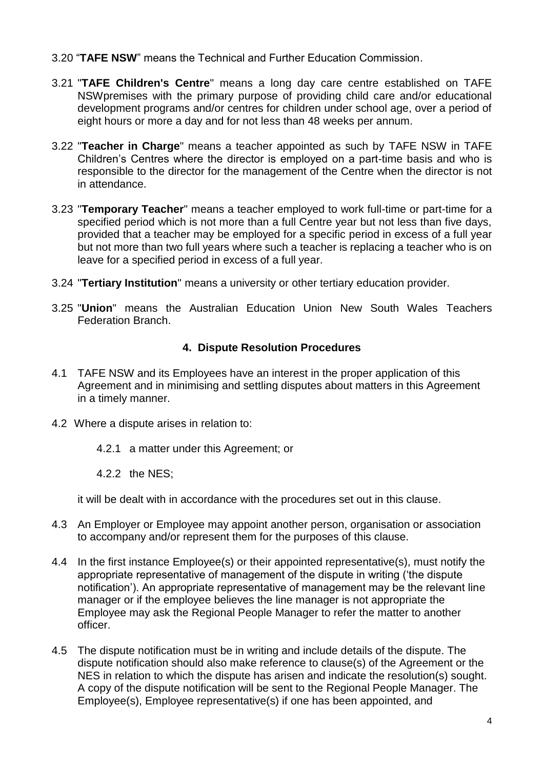3.20 "**TAFE NSW**" means the Technical and Further Education Commission.

3.21 "**TAFE Children's Centre**" means a long day care centre established on TAFE NSWpremises with the primary purpose of providing child care and/or educational development programs and/or centres for children under school age, over a period of eight hours or more a day and for not less than 48 weeks per annum.

3.22 "**Teacher in Charge**" means a teacher appointed as such by TAFE NSW in TAFE Children's Centres where the director is employed on a part-time basis and who is responsible to the director for the management of the Centre when the director is not in attendance.

3.23 "**Temporary Teacher**" means a teacher employed to work full-time or part-time for a specified period which is not more than a full Centre year but not less than five days, provided that a teacher may be employed for a specific period in excess of a full year but not more than two full years where such a teacher is replacing a teacher who is on leave for a specified period in excess of a full year.

3.24 "**Tertiary Institution**" means a university or other tertiary education provider.

3.25 "**Union**" means the Australian Education Union New South Wales Teachers Federation Branch.

## 4. Dispute Resolution Procedures

4.1 TAFE NSW and its Employees have an interest in the proper application of this Agreement and in minimising and settling disputes about matters in this Agreement in a timely manner.

4.2 Where a dispute arises in relation to:

4.2.1 a matter under this Agreement; or

4.2.2 the NES;

it will be dealt with in accordance with the procedures set out in this clause.

4.3 An Employer or Employee may appoint another person, organisation or association to accompany and/or represent them for the purposes of this clause.

4.4 In the first instance Employee(s) or their appointed representative(s), must notify the appropriate representative of management of the dispute in writing ('the dispute notification'). An appropriate representative of management may be the relevant line manager or if the employee believes the line manager is not appropriate the Employee may ask the Regional People Manager to refer the matter to another officer.

4.5 The dispute notification must be in writing and include details of the dispute. The dispute notification should also make reference to clause(s) of the Agreement or the NES in relation to which the dispute has arisen and indicate the resolution(s) sought. A copy of the dispute notification will be sent to the Regional People Manager. The Employee(s), Employee representative(s) if one has been appointed, and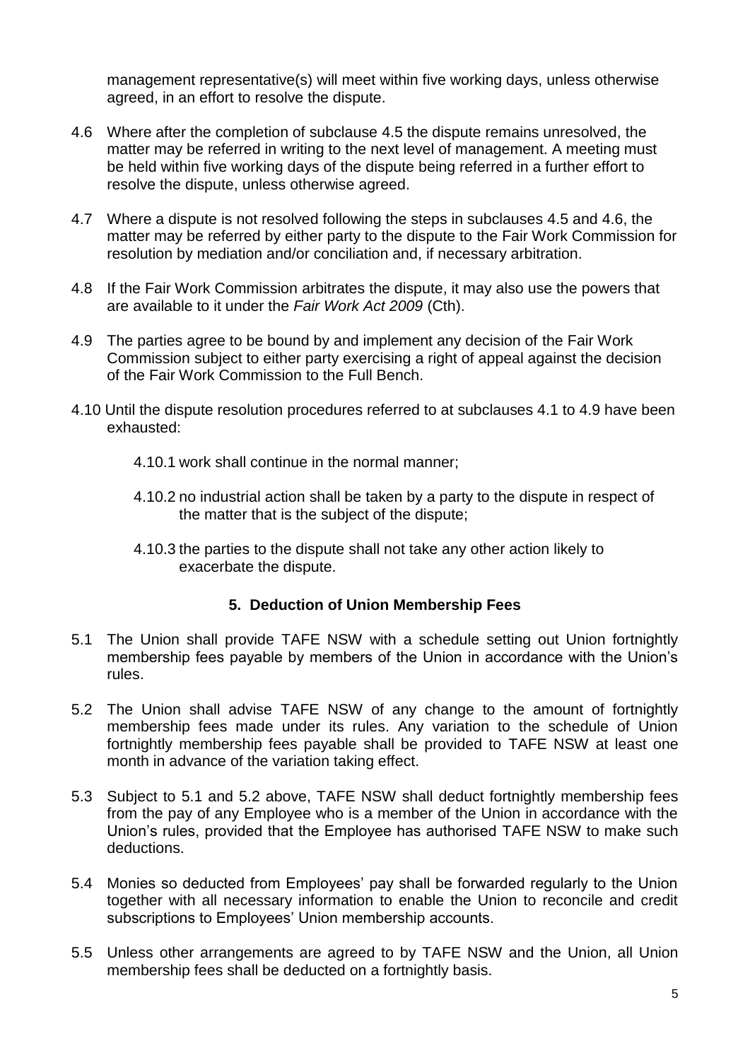management representative(s) will meet within five working days, unless otherwise agreed, in an effort to resolve the dispute.

4.6 Where after the completion of subclause 4.5 the dispute remains unresolved, the matter may be referred in writing to the next level of management. A meeting must be held within five working days of the dispute being referred in a further effort to resolve the dispute, unless otherwise agreed.

4.7 Where a dispute is not resolved following the steps in subclauses 4.5 and 4.6, the matter may be referred by either party to the dispute to the Fair Work Commission for resolution by mediation and/or conciliation and, if necessary arbitration.

4.8 If the Fair Work Commission arbitrates the dispute, it may also use the powers that are available to it under the *Fair Work Act 2009* (Cth).

4.9 The parties agree to be bound by and implement any decision of the Fair Work Commission subject to either party exercising a right of appeal against the decision of the Fair Work Commission to the Full Bench.

4.10 Until the dispute resolution procedures referred to at subclauses 4.1 to 4.9 have been exhausted:

4.10.1 work shall continue in the normal manner;

4.10.2 no industrial action shall be taken by a party to the dispute in respect of the matter that is the subject of the dispute;

4.10.3 the parties to the dispute shall not take any other action likely to exacerbate the dispute.

## 5. Deduction of Union Membership Fees

5.1 The Union shall provide TAFE NSW with a schedule setting out Union fortnightly membership fees payable by members of the Union in accordance with the Union's rules.

5.2 The Union shall advise TAFE NSW of any change to the amount of fortnightly membership fees made under its rules. Any variation to the schedule of Union fortnightly membership fees payable shall be provided to TAFE NSW at least one month in advance of the variation taking effect.

5.3 Subject to 5.1 and 5.2 above, TAFE NSW shall deduct fortnightly membership fees from the pay of any Employee who is a member of the Union in accordance with the Union's rules, provided that the Employee has authorised TAFE NSW to make such deductions.

5.4 Monies so deducted from Employees' pay shall be forwarded regularly to the Union together with all necessary information to enable the Union to reconcile and credit subscriptions to Employees' Union membership accounts.

5.5 Unless other arrangements are agreed to by TAFE NSW and the Union, all Union membership fees shall be deducted on a fortnightly basis.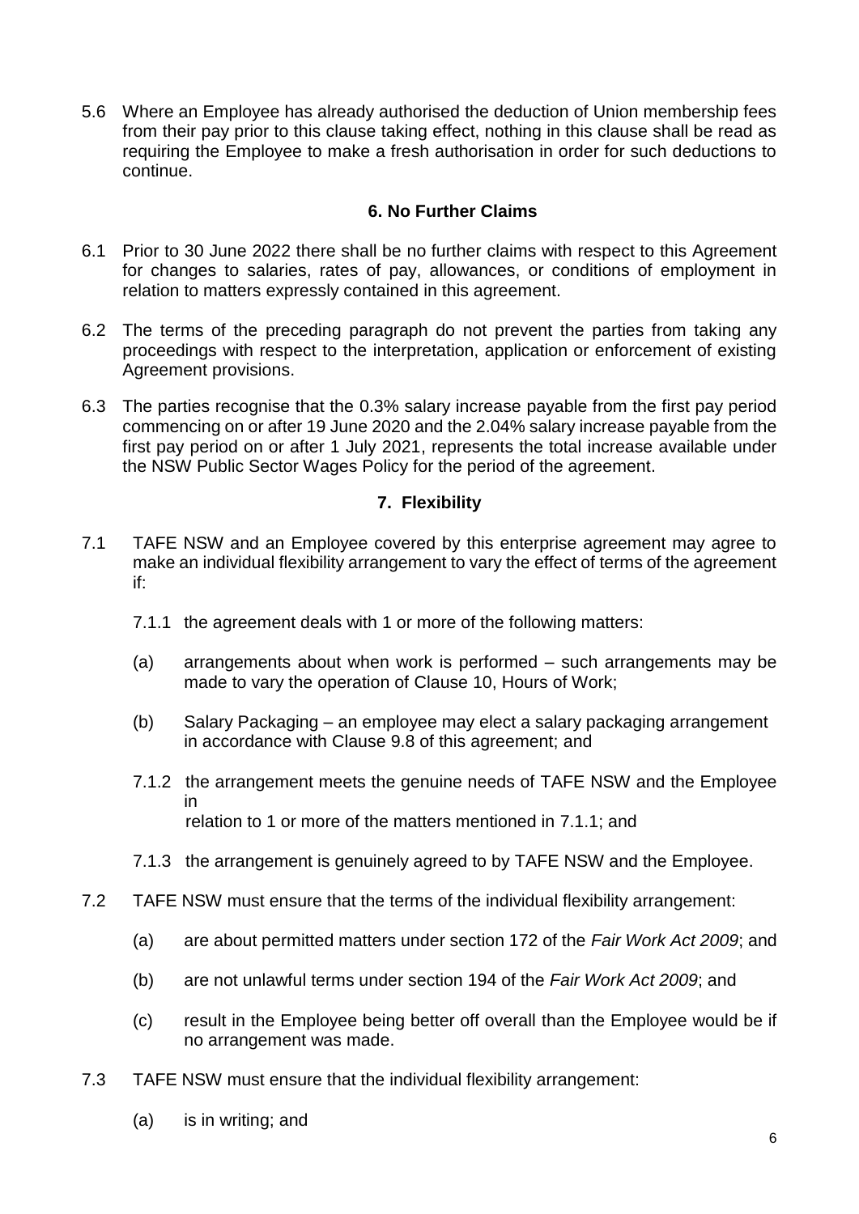5.6 Where an Employee has already authorised the deduction of Union membership fees from their pay prior to this clause taking effect, nothing in this clause shall be read as requiring the Employee to make a fresh authorisation in order for such deductions to continue.

## 6. No Further Claims

6.1 Prior to 30 June 2022 there shall be no further claims with respect to this Agreement for changes to salaries, rates of pay, allowances, or conditions of employment in relation to matters expressly contained in this agreement.

6.2 The terms of the preceding paragraph do not prevent the parties from taking any proceedings with respect to the interpretation, application or enforcement of existing Agreement provisions.

6.3 The parties recognise that the 0.3% salary increase payable from the first pay period commencing on or after 19 June 2020 and the 2.04% salary increase payable from the first pay period on or after 1 July 2021, represents the total increase available under the NSW Public Sector Wages Policy for the period of the agreement.

## 7. Flexibility

7.1 TAFE NSW and an Employee covered by this enterprise agreement may agree to make an individual flexibility arrangement to vary the effect of terms of the agreement if:

7.1.1 the agreement deals with 1 or more of the following matters:

(a) arrangements about when work is performed – such arrangements may be made to vary the operation of Clause 10, Hours of Work;

(b) Salary Packaging – an employee may elect a salary packaging arrangement in accordance with Clause 9.8 of this agreement; and

7.1.2 the arrangement meets the genuine needs of TAFE NSW and the Employee in relation to 1 or more of the matters mentioned in 7.1.1; and

7.1.3 the arrangement is genuinely agreed to by TAFE NSW and the Employee.

7.2 TAFE NSW must ensure that the terms of the individual flexibility arrangement:

(a) are about permitted matters under section 172 of the *Fair Work Act 2009*; and

(b) are not unlawful terms under section 194 of the *Fair Work Act 2009*; and

(c) result in the Employee being better off overall than the Employee would be if no arrangement was made.

7.3 TAFE NSW must ensure that the individual flexibility arrangement:

(a) is in writing; and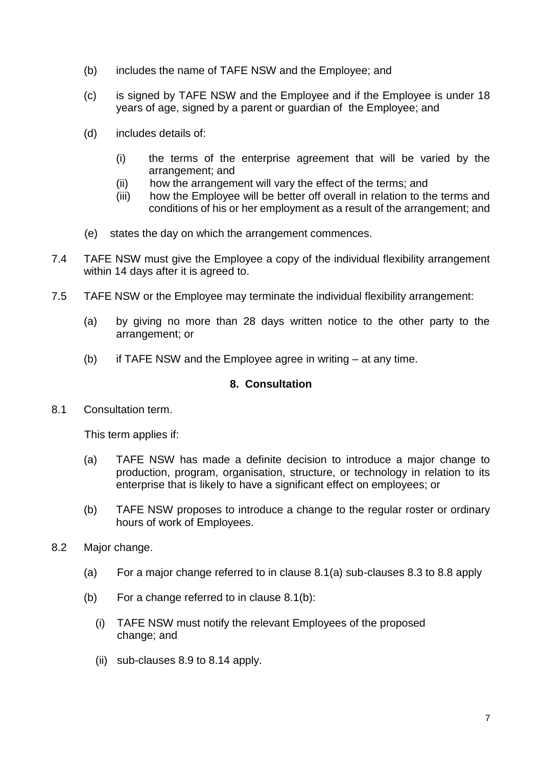(b) includes the name of TAFE NSW and the Employee; and

(c) is signed by TAFE NSW and the Employee and if the Employee is under 18 years of age, signed by a parent or guardian of the Employee; and

(d) includes details of:

   (i) the terms of the enterprise agreement that will be varied by the arrangement; and
   (ii) how the arrangement will vary the effect of the terms; and
   (iii) how the Employee will be better off overall in relation to the terms and conditions of his or her employment as a result of the arrangement; and

(e) states the day on which the arrangement commences.

7.4 TAFE NSW must give the Employee a copy of the individual flexibility arrangement within 14 days after it is agreed to.

7.5 TAFE NSW or the Employee may terminate the individual flexibility arrangement:

(a) by giving no more than 28 days written notice to the other party to the arrangement; or

(b) if TAFE NSW and the Employee agree in writing – at any time.

## 8. Consultation

8.1 Consultation term.

This term applies if:

(a) TAFE NSW has made a definite decision to introduce a major change to production, program, organisation, structure, or technology in relation to its enterprise that is likely to have a significant effect on employees; or

(b) TAFE NSW proposes to introduce a change to the regular roster or ordinary hours of work of Employees.

8.2 Major change.

(a) For a major change referred to in clause 8.1(a) sub-clauses 8.3 to 8.8 apply

(b) For a change referred to in clause 8.1(b):

   (i) TAFE NSW must notify the relevant Employees of the proposed change; and

   (ii) sub-clauses 8.9 to 8.14 apply.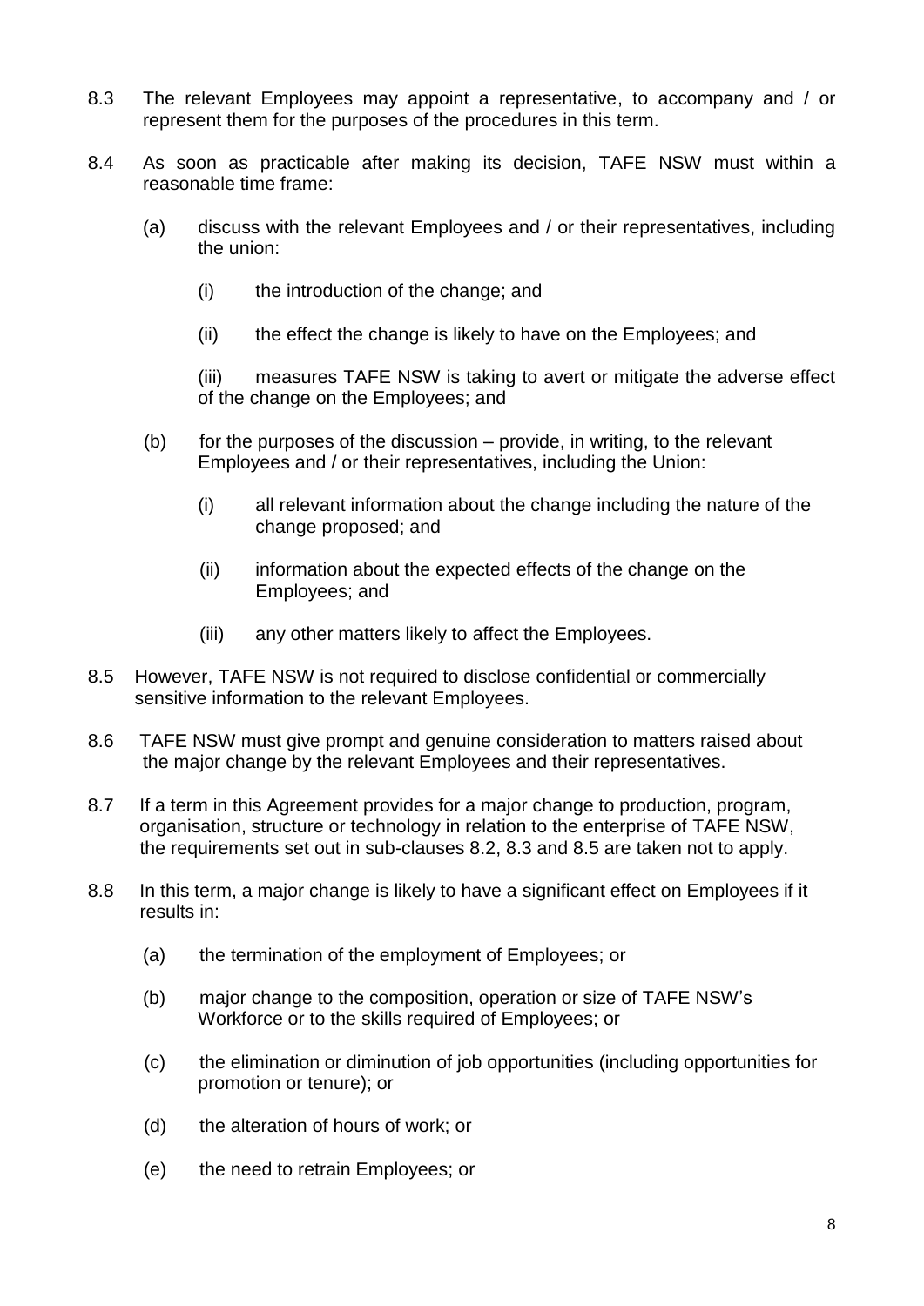8.3 The relevant Employees may appoint a representative, to accompany and / or represent them for the purposes of the procedures in this term.

8.4 As soon as practicable after making its decision, TAFE NSW must within a reasonable time frame:

(a) discuss with the relevant Employees and / or their representatives, including the union:

(i) the introduction of the change; and

(ii) the effect the change is likely to have on the Employees; and

(iii) measures TAFE NSW is taking to avert or mitigate the adverse effect of the change on the Employees; and

(b) for the purposes of the discussion – provide, in writing, to the relevant Employees and / or their representatives, including the Union:

(i) all relevant information about the change including the nature of the change proposed; and

(ii) information about the expected effects of the change on the Employees; and

(iii) any other matters likely to affect the Employees.

8.5 However, TAFE NSW is not required to disclose confidential or commercially sensitive information to the relevant Employees.

8.6 TAFE NSW must give prompt and genuine consideration to matters raised about the major change by the relevant Employees and their representatives.

8.7 If a term in this Agreement provides for a major change to production, program, organisation, structure or technology in relation to the enterprise of TAFE NSW, the requirements set out in sub-clauses 8.2, 8.3 and 8.5 are taken not to apply.

8.8 In this term, a major change is likely to have a significant effect on Employees if it results in:

(a) the termination of the employment of Employees; or

(b) major change to the composition, operation or size of TAFE NSW's Workforce or to the skills required of Employees; or

(c) the elimination or diminution of job opportunities (including opportunities for promotion or tenure); or

(d) the alteration of hours of work; or

(e) the need to retrain Employees; or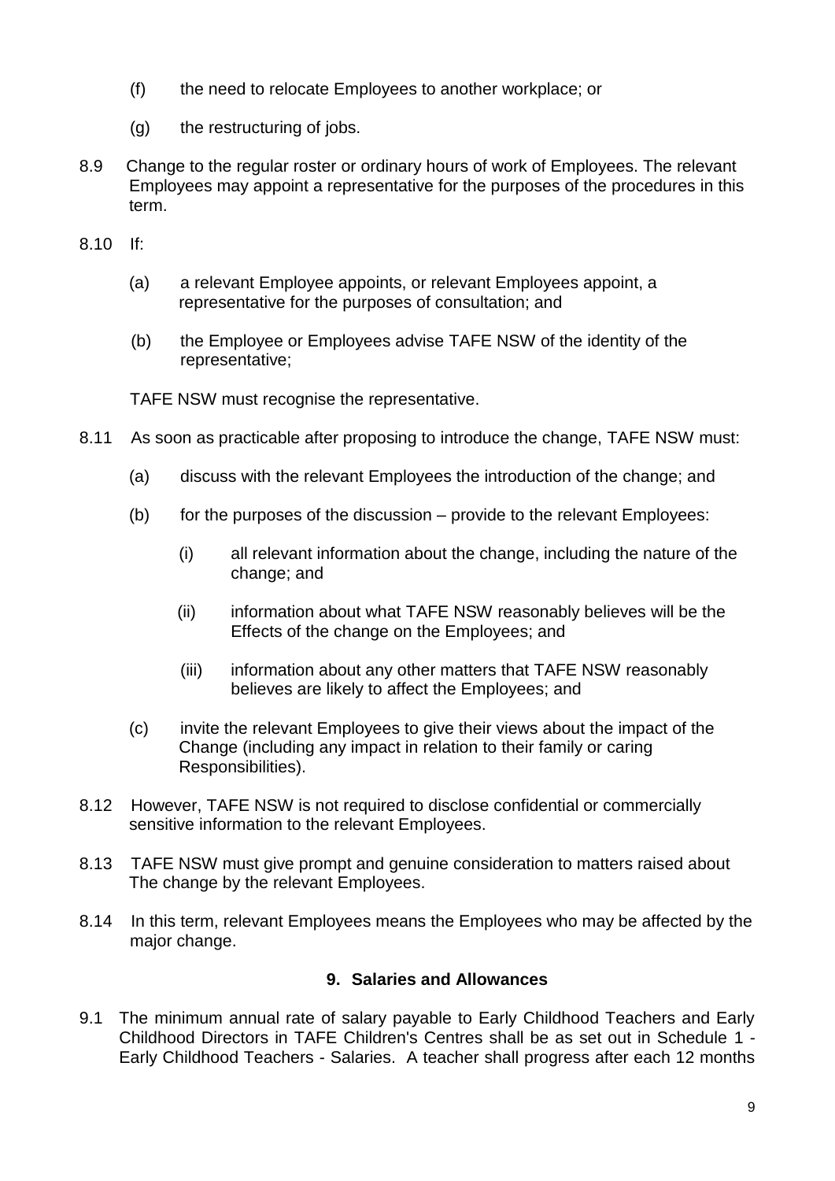(f) the need to relocate Employees to another workplace; or

(g) the restructuring of jobs.

8.9 Change to the regular roster or ordinary hours of work of Employees. The relevant Employees may appoint a representative for the purposes of the procedures in this term.

8.10 If:

(a) a relevant Employee appoints, or relevant Employees appoint, a representative for the purposes of consultation; and

(b) the Employee or Employees advise TAFE NSW of the identity of the representative;

TAFE NSW must recognise the representative.

8.11 As soon as practicable after proposing to introduce the change, TAFE NSW must:

(a) discuss with the relevant Employees the introduction of the change; and

(b) for the purposes of the discussion – provide to the relevant Employees:

(i) all relevant information about the change, including the nature of the change; and

(ii) information about what TAFE NSW reasonably believes will be the Effects of the change on the Employees; and

(iii) information about any other matters that TAFE NSW reasonably believes are likely to affect the Employees; and

(c) invite the relevant Employees to give their views about the impact of the Change (including any impact in relation to their family or caring Responsibilities).

8.12 However, TAFE NSW is not required to disclose confidential or commercially sensitive information to the relevant Employees.

8.13 TAFE NSW must give prompt and genuine consideration to matters raised about The change by the relevant Employees.

8.14 In this term, relevant Employees means the Employees who may be affected by the major change.

## 9. Salaries and Allowances

9.1 The minimum annual rate of salary payable to Early Childhood Teachers and Early Childhood Directors in TAFE Children's Centres shall be as set out in Schedule 1 - Early Childhood Teachers - Salaries. A teacher shall progress after each 12 months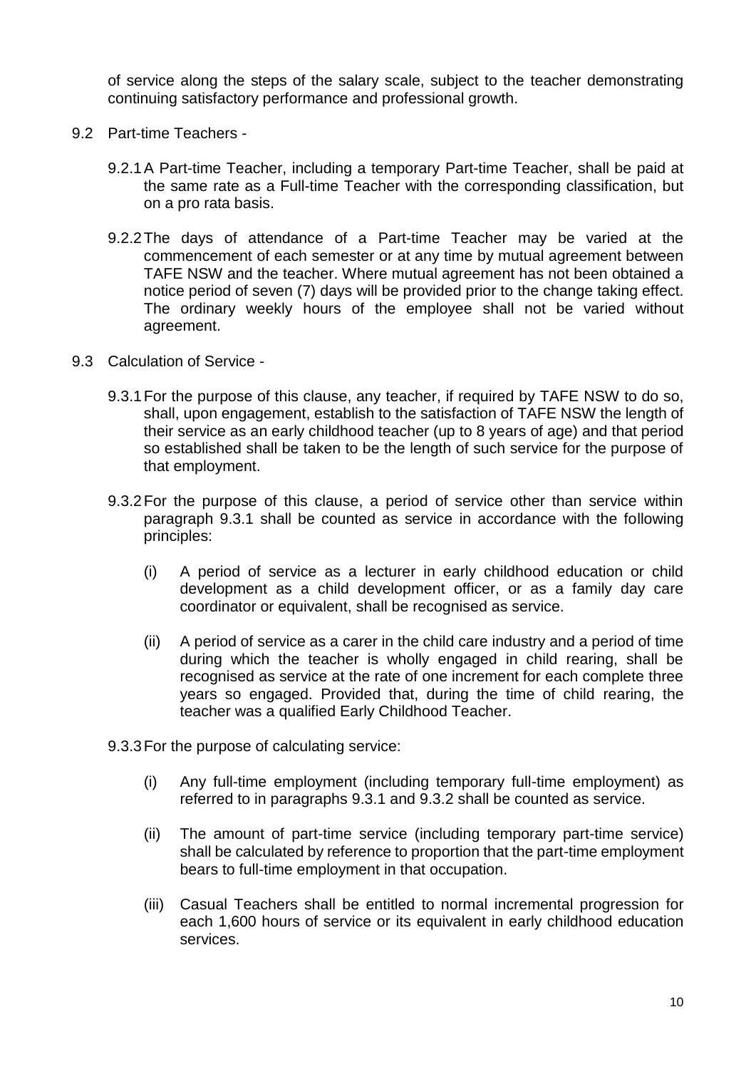of service along the steps of the salary scale, subject to the teacher demonstrating continuing satisfactory performance and professional growth.

9.2 Part-time Teachers -

9.2.1 A Part-time Teacher, including a temporary Part-time Teacher, shall be paid at the same rate as a Full-time Teacher with the corresponding classification, but on a pro rata basis.

9.2.2 The days of attendance of a Part-time Teacher may be varied at the commencement of each semester or at any time by mutual agreement between TAFE NSW and the teacher. Where mutual agreement has not been obtained a notice period of seven (7) days will be provided prior to the change taking effect. The ordinary weekly hours of the employee shall not be varied without agreement.

9.3 Calculation of Service -

9.3.1 For the purpose of this clause, any teacher, if required by TAFE NSW to do so, shall, upon engagement, establish to the satisfaction of TAFE NSW the length of their service as an early childhood teacher (up to 8 years of age) and that period so established shall be taken to be the length of such service for the purpose of that employment.

9.3.2 For the purpose of this clause, a period of service other than service within paragraph 9.3.1 shall be counted as service in accordance with the following principles:

(i) A period of service as a lecturer in early childhood education or child development as a child development officer, or as a family day care coordinator or equivalent, shall be recognised as service.

(ii) A period of service as a carer in the child care industry and a period of time during which the teacher is wholly engaged in child rearing, shall be recognised as service at the rate of one increment for each complete three years so engaged. Provided that, during the time of child rearing, the teacher was a qualified Early Childhood Teacher.

9.3.3 For the purpose of calculating service:

(i) Any full-time employment (including temporary full-time employment) as referred to in paragraphs 9.3.1 and 9.3.2 shall be counted as service.

(ii) The amount of part-time service (including temporary part-time service) shall be calculated by reference to proportion that the part-time employment bears to full-time employment in that occupation.

(iii) Casual Teachers shall be entitled to normal incremental progression for each 1,600 hours of service or its equivalent in early childhood education services.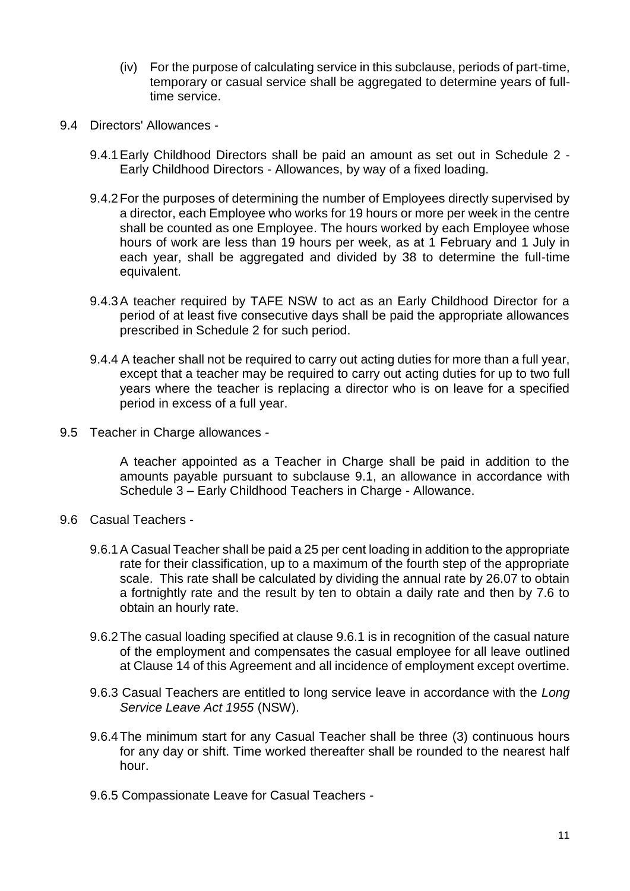(iv) For the purpose of calculating service in this subclause, periods of part-time, temporary or casual service shall be aggregated to determine years of full-time service.

9.4 Directors' Allowances -

9.4.1 Early Childhood Directors shall be paid an amount as set out in Schedule 2 - Early Childhood Directors - Allowances, by way of a fixed loading.

9.4.2 For the purposes of determining the number of Employees directly supervised by a director, each Employee who works for 19 hours or more per week in the centre shall be counted as one Employee. The hours worked by each Employee whose hours of work are less than 19 hours per week, as at 1 February and 1 July in each year, shall be aggregated and divided by 38 to determine the full-time equivalent.

9.4.3 A teacher required by TAFE NSW to act as an Early Childhood Director for a period of at least five consecutive days shall be paid the appropriate allowances prescribed in Schedule 2 for such period.

9.4.4 A teacher shall not be required to carry out acting duties for more than a full year, except that a teacher may be required to carry out acting duties for up to two full years where the teacher is replacing a director who is on leave for a specified period in excess of a full year.

9.5 Teacher in Charge allowances -

A teacher appointed as a Teacher in Charge shall be paid in addition to the amounts payable pursuant to subclause 9.1, an allowance in accordance with Schedule 3 – Early Childhood Teachers in Charge - Allowance.

9.6 Casual Teachers -

9.6.1 A Casual Teacher shall be paid a 25 per cent loading in addition to the appropriate rate for their classification, up to a maximum of the fourth step of the appropriate scale. This rate shall be calculated by dividing the annual rate by 26.07 to obtain a fortnightly rate and the result by ten to obtain a daily rate and then by 7.6 to obtain an hourly rate.

9.6.2 The casual loading specified at clause 9.6.1 is in recognition of the casual nature of the employment and compensates the casual employee for all leave outlined at Clause 14 of this Agreement and all incidence of employment except overtime.

9.6.3 Casual Teachers are entitled to long service leave in accordance with the *Long Service Leave Act 1955* (NSW).

9.6.4 The minimum start for any Casual Teacher shall be three (3) continuous hours for any day or shift. Time worked thereafter shall be rounded to the nearest half hour.

9.6.5 Compassionate Leave for Casual Teachers -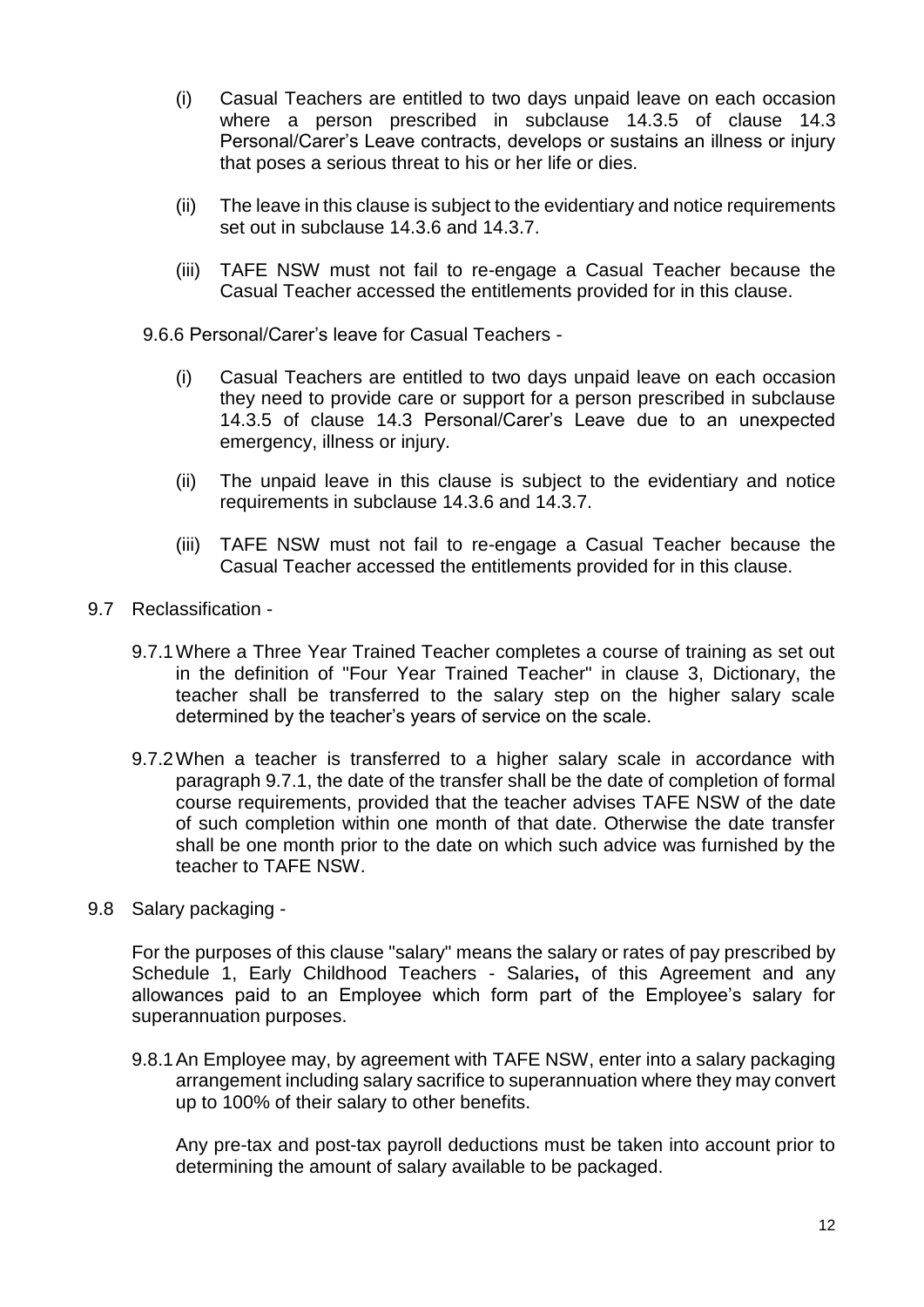(i) Casual Teachers are entitled to two days unpaid leave on each occasion where a person prescribed in subclause 14.3.5 of clause 14.3 Personal/Carer's Leave contracts, develops or sustains an illness or injury that poses a serious threat to his or her life or dies.

(ii) The leave in this clause is subject to the evidentiary and notice requirements set out in subclause 14.3.6 and 14.3.7.

(iii) TAFE NSW must not fail to re-engage a Casual Teacher because the Casual Teacher accessed the entitlements provided for in this clause.

9.6.6 Personal/Carer's leave for Casual Teachers -

(i) Casual Teachers are entitled to two days unpaid leave on each occasion they need to provide care or support for a person prescribed in subclause 14.3.5 of clause 14.3 Personal/Carer's Leave due to an unexpected emergency, illness or injury.

(ii) The unpaid leave in this clause is subject to the evidentiary and notice requirements in subclause 14.3.6 and 14.3.7.

(iii) TAFE NSW must not fail to re-engage a Casual Teacher because the Casual Teacher accessed the entitlements provided for in this clause.

9.7 Reclassification -

9.7.1 Where a Three Year Trained Teacher completes a course of training as set out in the definition of "Four Year Trained Teacher" in clause 3, Dictionary, the teacher shall be transferred to the salary step on the higher salary scale determined by the teacher's years of service on the scale.

9.7.2 When a teacher is transferred to a higher salary scale in accordance with paragraph 9.7.1, the date of the transfer shall be the date of completion of formal course requirements, provided that the teacher advises TAFE NSW of the date of such completion within one month of that date. Otherwise the date transfer shall be one month prior to the date on which such advice was furnished by the teacher to TAFE NSW.

9.8 Salary packaging -

For the purposes of this clause "salary" means the salary or rates of pay prescribed by Schedule 1, Early Childhood Teachers - Salaries**,** of this Agreement and any allowances paid to an Employee which form part of the Employee's salary for superannuation purposes.

9.8.1 An Employee may, by agreement with TAFE NSW, enter into a salary packaging arrangement including salary sacrifice to superannuation where they may convert up to 100% of their salary to other benefits.

Any pre-tax and post-tax payroll deductions must be taken into account prior to determining the amount of salary available to be packaged.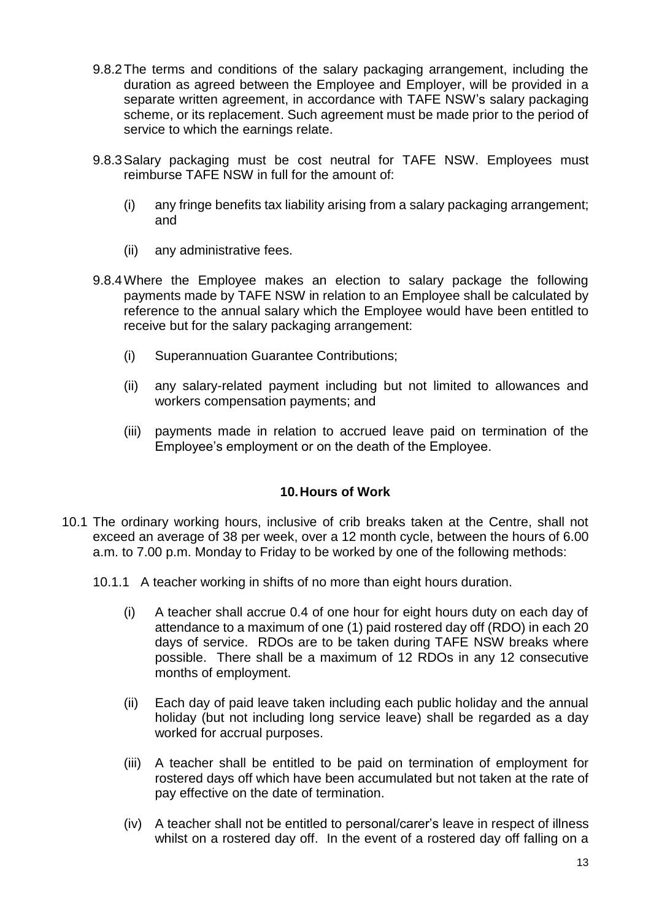9.8.2 The terms and conditions of the salary packaging arrangement, including the duration as agreed between the Employee and Employer, will be provided in a separate written agreement, in accordance with TAFE NSW's salary packaging scheme, or its replacement. Such agreement must be made prior to the period of service to which the earnings relate.

9.8.3 Salary packaging must be cost neutral for TAFE NSW. Employees must reimburse TAFE NSW in full for the amount of:

(i) any fringe benefits tax liability arising from a salary packaging arrangement; and

(ii) any administrative fees.

9.8.4 Where the Employee makes an election to salary package the following payments made by TAFE NSW in relation to an Employee shall be calculated by reference to the annual salary which the Employee would have been entitled to receive but for the salary packaging arrangement:

(i) Superannuation Guarantee Contributions;

(ii) any salary-related payment including but not limited to allowances and workers compensation payments; and

(iii) payments made in relation to accrued leave paid on termination of the Employee's employment or on the death of the Employee.

## 10. Hours of Work

10.1 The ordinary working hours, inclusive of crib breaks taken at the Centre, shall not exceed an average of 38 per week, over a 12 month cycle, between the hours of 6.00 a.m. to 7.00 p.m. Monday to Friday to be worked by one of the following methods:

10.1.1 A teacher working in shifts of no more than eight hours duration.

(i) A teacher shall accrue 0.4 of one hour for eight hours duty on each day of attendance to a maximum of one (1) paid rostered day off (RDO) in each 20 days of service. RDOs are to be taken during TAFE NSW breaks where possible. There shall be a maximum of 12 RDOs in any 12 consecutive months of employment.

(ii) Each day of paid leave taken including each public holiday and the annual holiday (but not including long service leave) shall be regarded as a day worked for accrual purposes.

(iii) A teacher shall be entitled to be paid on termination of employment for rostered days off which have been accumulated but not taken at the rate of pay effective on the date of termination.

(iv) A teacher shall not be entitled to personal/carer's leave in respect of illness whilst on a rostered day off. In the event of a rostered day off falling on a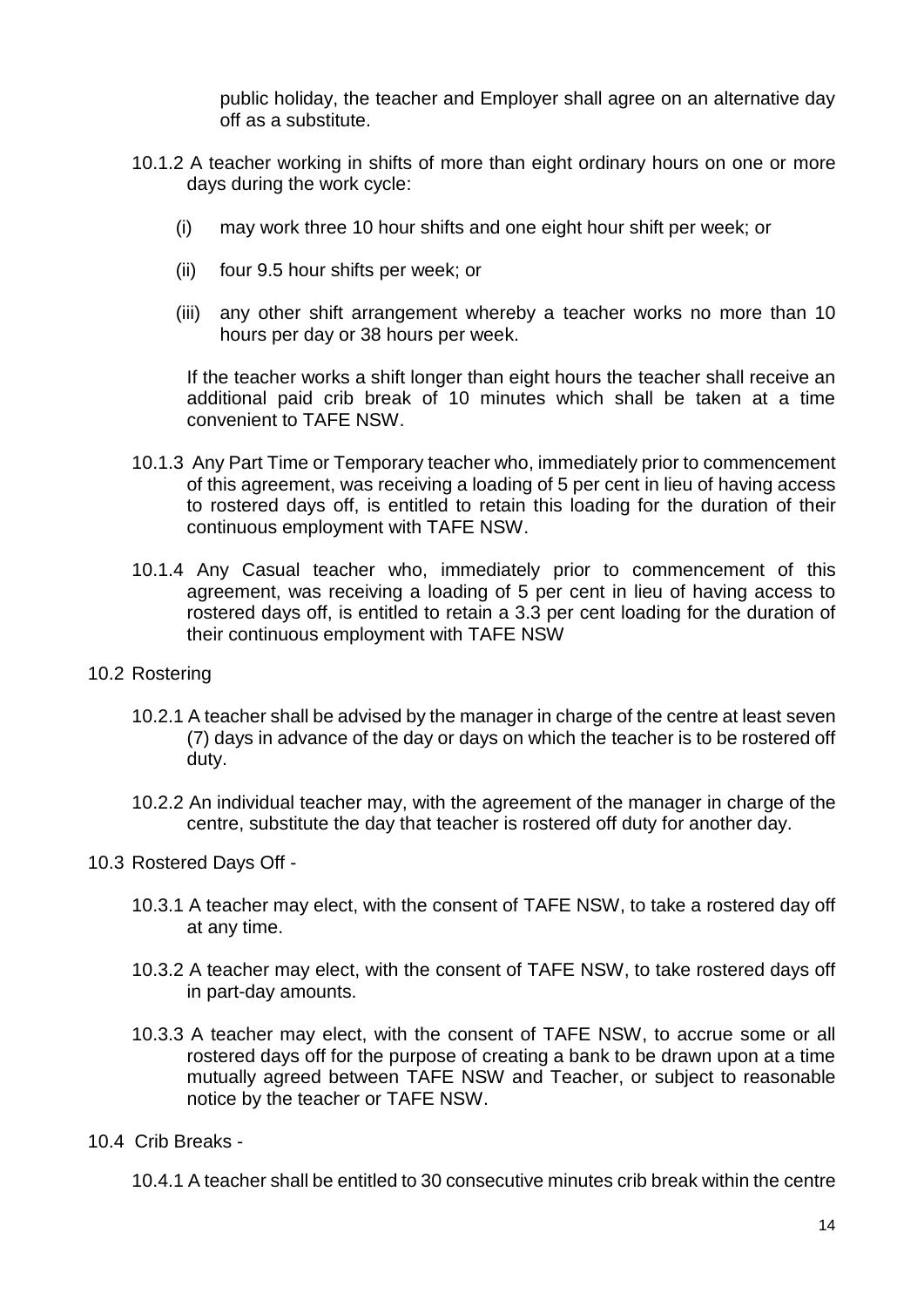public holiday, the teacher and Employer shall agree on an alternative day off as a substitute.

10.1.2 A teacher working in shifts of more than eight ordinary hours on one or more days during the work cycle:

(i) may work three 10 hour shifts and one eight hour shift per week; or

(ii) four 9.5 hour shifts per week; or

(iii) any other shift arrangement whereby a teacher works no more than 10 hours per day or 38 hours per week.

If the teacher works a shift longer than eight hours the teacher shall receive an additional paid crib break of 10 minutes which shall be taken at a time convenient to TAFE NSW.

10.1.3 Any Part Time or Temporary teacher who, immediately prior to commencement of this agreement, was receiving a loading of 5 per cent in lieu of having access to rostered days off, is entitled to retain this loading for the duration of their continuous employment with TAFE NSW.

10.1.4 Any Casual teacher who, immediately prior to commencement of this agreement, was receiving a loading of 5 per cent in lieu of having access to rostered days off, is entitled to retain a 3.3 per cent loading for the duration of their continuous employment with TAFE NSW

10.2 Rostering

10.2.1 A teacher shall be advised by the manager in charge of the centre at least seven (7) days in advance of the day or days on which the teacher is to be rostered off duty.

10.2.2 An individual teacher may, with the agreement of the manager in charge of the centre, substitute the day that teacher is rostered off duty for another day.

10.3 Rostered Days Off -

10.3.1 A teacher may elect, with the consent of TAFE NSW, to take a rostered day off at any time.

10.3.2 A teacher may elect, with the consent of TAFE NSW, to take rostered days off in part-day amounts.

10.3.3 A teacher may elect, with the consent of TAFE NSW, to accrue some or all rostered days off for the purpose of creating a bank to be drawn upon at a time mutually agreed between TAFE NSW and Teacher, or subject to reasonable notice by the teacher or TAFE NSW.

10.4 Crib Breaks -

10.4.1 A teacher shall be entitled to 30 consecutive minutes crib break within the centre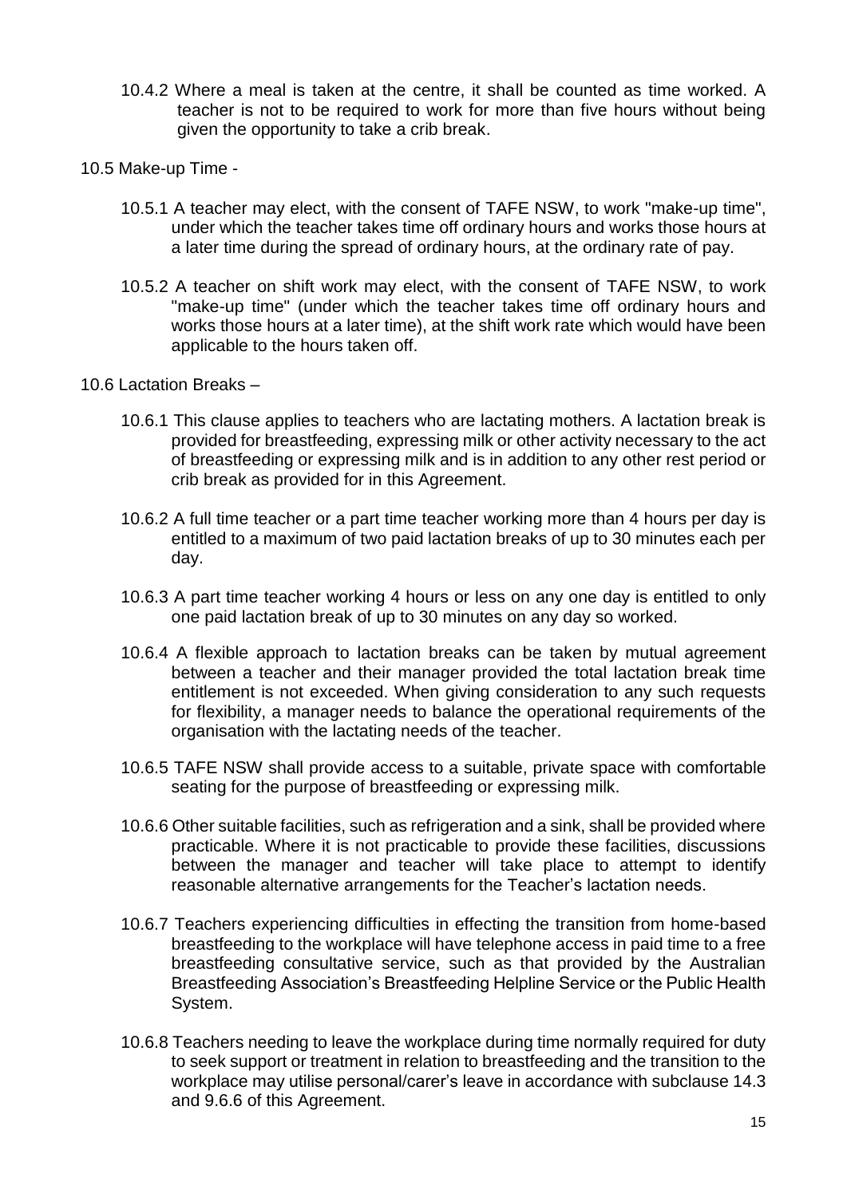10.4.2 Where a meal is taken at the centre, it shall be counted as time worked. A teacher is not to be required to work for more than five hours without being given the opportunity to take a crib break.

10.5 Make-up Time -

10.5.1 A teacher may elect, with the consent of TAFE NSW, to work "make-up time", under which the teacher takes time off ordinary hours and works those hours at a later time during the spread of ordinary hours, at the ordinary rate of pay.

10.5.2 A teacher on shift work may elect, with the consent of TAFE NSW, to work "make-up time" (under which the teacher takes time off ordinary hours and works those hours at a later time), at the shift work rate which would have been applicable to the hours taken off.

10.6 Lactation Breaks –

10.6.1 This clause applies to teachers who are lactating mothers. A lactation break is provided for breastfeeding, expressing milk or other activity necessary to the act of breastfeeding or expressing milk and is in addition to any other rest period or crib break as provided for in this Agreement.

10.6.2 A full time teacher or a part time teacher working more than 4 hours per day is entitled to a maximum of two paid lactation breaks of up to 30 minutes each per day.

10.6.3 A part time teacher working 4 hours or less on any one day is entitled to only one paid lactation break of up to 30 minutes on any day so worked.

10.6.4 A flexible approach to lactation breaks can be taken by mutual agreement between a teacher and their manager provided the total lactation break time entitlement is not exceeded. When giving consideration to any such requests for flexibility, a manager needs to balance the operational requirements of the organisation with the lactating needs of the teacher.

10.6.5 TAFE NSW shall provide access to a suitable, private space with comfortable seating for the purpose of breastfeeding or expressing milk.

10.6.6 Other suitable facilities, such as refrigeration and a sink, shall be provided where practicable. Where it is not practicable to provide these facilities, discussions between the manager and teacher will take place to attempt to identify reasonable alternative arrangements for the Teacher's lactation needs.

10.6.7 Teachers experiencing difficulties in effecting the transition from home-based breastfeeding to the workplace will have telephone access in paid time to a free breastfeeding consultative service, such as that provided by the Australian Breastfeeding Association's Breastfeeding Helpline Service or the Public Health System.

10.6.8 Teachers needing to leave the workplace during time normally required for duty to seek support or treatment in relation to breastfeeding and the transition to the workplace may utilise personal/carer's leave in accordance with subclause 14.3 and 9.6.6 of this Agreement.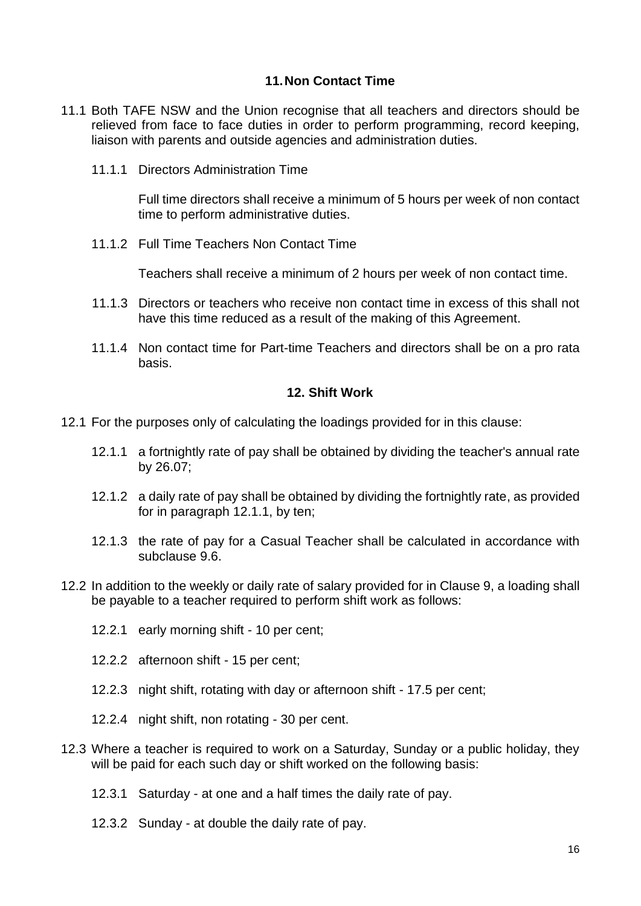## 11. Non Contact Time

11.1 Both TAFE NSW and the Union recognise that all teachers and directors should be relieved from face to face duties in order to perform programming, record keeping, liaison with parents and outside agencies and administration duties.

11.1.1 Directors Administration Time

Full time directors shall receive a minimum of 5 hours per week of non contact time to perform administrative duties.

11.1.2 Full Time Teachers Non Contact Time

Teachers shall receive a minimum of 2 hours per week of non contact time.

11.1.3 Directors or teachers who receive non contact time in excess of this shall not have this time reduced as a result of the making of this Agreement.

11.1.4 Non contact time for Part-time Teachers and directors shall be on a pro rata basis.

## 12. Shift Work

12.1 For the purposes only of calculating the loadings provided for in this clause:

12.1.1 a fortnightly rate of pay shall be obtained by dividing the teacher's annual rate by 26.07;

12.1.2 a daily rate of pay shall be obtained by dividing the fortnightly rate, as provided for in paragraph 12.1.1, by ten;

12.1.3 the rate of pay for a Casual Teacher shall be calculated in accordance with subclause 9.6.

12.2 In addition to the weekly or daily rate of salary provided for in Clause 9, a loading shall be payable to a teacher required to perform shift work as follows:

12.2.1 early morning shift - 10 per cent;

12.2.2 afternoon shift - 15 per cent;

12.2.3 night shift, rotating with day or afternoon shift - 17.5 per cent;

12.2.4 night shift, non rotating - 30 per cent.

12.3 Where a teacher is required to work on a Saturday, Sunday or a public holiday, they will be paid for each such day or shift worked on the following basis:

12.3.1 Saturday - at one and a half times the daily rate of pay.

12.3.2 Sunday - at double the daily rate of pay.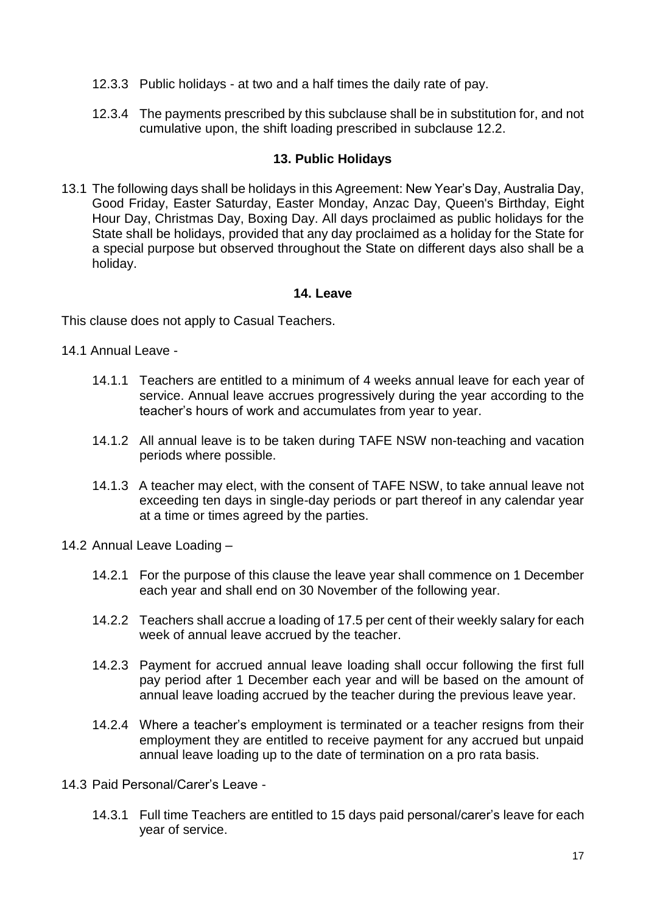12.3.3 Public holidays - at two and a half times the daily rate of pay.

12.3.4 The payments prescribed by this subclause shall be in substitution for, and not cumulative upon, the shift loading prescribed in subclause 12.2.

## 13. Public Holidays

13.1 The following days shall be holidays in this Agreement: New Year's Day, Australia Day, Good Friday, Easter Saturday, Easter Monday, Anzac Day, Queen's Birthday, Eight Hour Day, Christmas Day, Boxing Day. All days proclaimed as public holidays for the State shall be holidays, provided that any day proclaimed as a holiday for the State for a special purpose but observed throughout the State on different days also shall be a holiday.

## 14. Leave

This clause does not apply to Casual Teachers.

14.1 Annual Leave -

14.1.1 Teachers are entitled to a minimum of 4 weeks annual leave for each year of service. Annual leave accrues progressively during the year according to the teacher's hours of work and accumulates from year to year.

14.1.2 All annual leave is to be taken during TAFE NSW non-teaching and vacation periods where possible.

14.1.3 A teacher may elect, with the consent of TAFE NSW, to take annual leave not exceeding ten days in single-day periods or part thereof in any calendar year at a time or times agreed by the parties.

14.2 Annual Leave Loading –

14.2.1 For the purpose of this clause the leave year shall commence on 1 December each year and shall end on 30 November of the following year.

14.2.2 Teachers shall accrue a loading of 17.5 per cent of their weekly salary for each week of annual leave accrued by the teacher.

14.2.3 Payment for accrued annual leave loading shall occur following the first full pay period after 1 December each year and will be based on the amount of annual leave loading accrued by the teacher during the previous leave year.

14.2.4 Where a teacher's employment is terminated or a teacher resigns from their employment they are entitled to receive payment for any accrued but unpaid annual leave loading up to the date of termination on a pro rata basis.

14.3 Paid Personal/Carer's Leave -

14.3.1 Full time Teachers are entitled to 15 days paid personal/carer's leave for each year of service.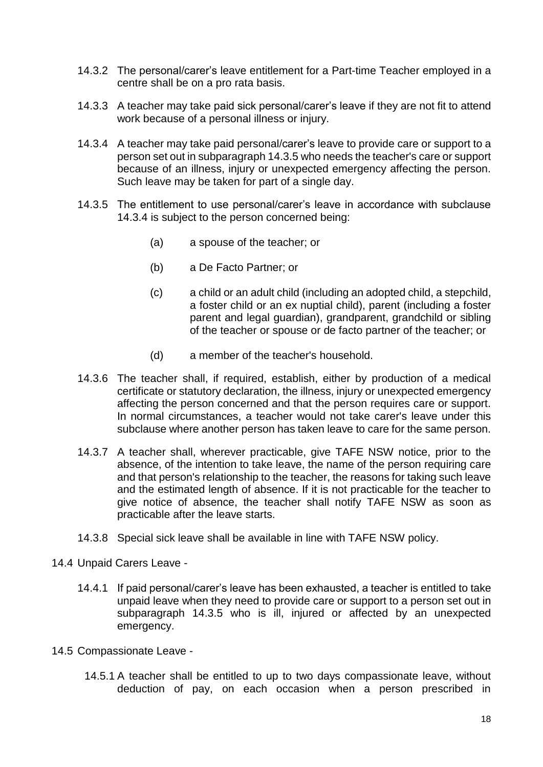14.3.2 The personal/carer's leave entitlement for a Part-time Teacher employed in a centre shall be on a pro rata basis.

14.3.3 A teacher may take paid sick personal/carer's leave if they are not fit to attend work because of a personal illness or injury.

14.3.4 A teacher may take paid personal/carer's leave to provide care or support to a person set out in subparagraph 14.3.5 who needs the teacher's care or support because of an illness, injury or unexpected emergency affecting the person. Such leave may be taken for part of a single day.

14.3.5 The entitlement to use personal/carer's leave in accordance with subclause 14.3.4 is subject to the person concerned being:

(a) a spouse of the teacher; or

(b) a De Facto Partner; or

(c) a child or an adult child (including an adopted child, a stepchild, a foster child or an ex nuptial child), parent (including a foster parent and legal guardian), grandparent, grandchild or sibling of the teacher or spouse or de facto partner of the teacher; or

(d) a member of the teacher's household.

14.3.6 The teacher shall, if required, establish, either by production of a medical certificate or statutory declaration, the illness, injury or unexpected emergency affecting the person concerned and that the person requires care or support. In normal circumstances, a teacher would not take carer's leave under this subclause where another person has taken leave to care for the same person.

14.3.7 A teacher shall, wherever practicable, give TAFE NSW notice, prior to the absence, of the intention to take leave, the name of the person requiring care and that person's relationship to the teacher, the reasons for taking such leave and the estimated length of absence. If it is not practicable for the teacher to give notice of absence, the teacher shall notify TAFE NSW as soon as practicable after the leave starts.

14.3.8 Special sick leave shall be available in line with TAFE NSW policy.

14.4 Unpaid Carers Leave -

14.4.1 If paid personal/carer's leave has been exhausted, a teacher is entitled to take unpaid leave when they need to provide care or support to a person set out in subparagraph 14.3.5 who is ill, injured or affected by an unexpected emergency.

14.5 Compassionate Leave -

14.5.1 A teacher shall be entitled to up to two days compassionate leave, without deduction of pay, on each occasion when a person prescribed in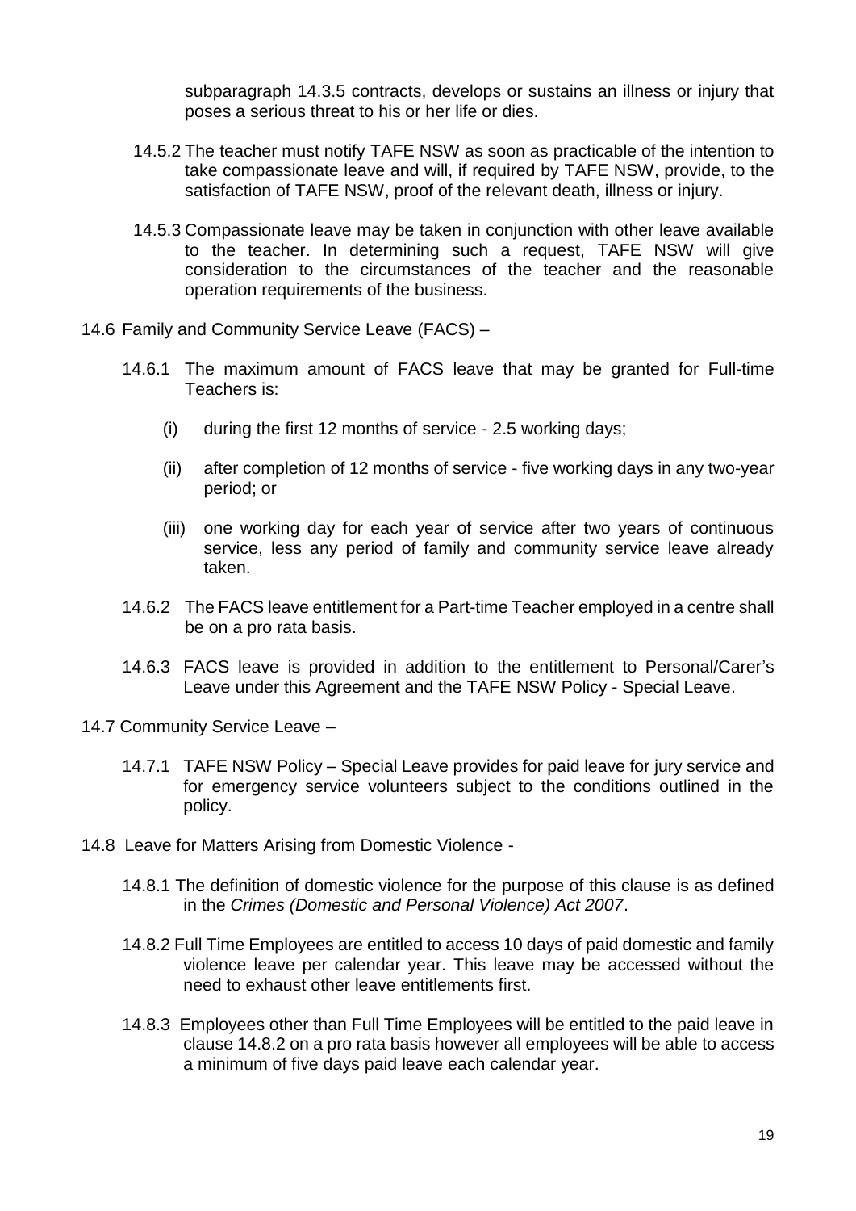subparagraph 14.3.5 contracts, develops or sustains an illness or injury that poses a serious threat to his or her life or dies.

14.5.2 The teacher must notify TAFE NSW as soon as practicable of the intention to take compassionate leave and will, if required by TAFE NSW, provide, to the satisfaction of TAFE NSW, proof of the relevant death, illness or injury.

14.5.3 Compassionate leave may be taken in conjunction with other leave available to the teacher. In determining such a request, TAFE NSW will give consideration to the circumstances of the teacher and the reasonable operation requirements of the business.

14.6 Family and Community Service Leave (FACS) –

14.6.1 The maximum amount of FACS leave that may be granted for Full-time Teachers is:

(i) during the first 12 months of service - 2.5 working days;

(ii) after completion of 12 months of service - five working days in any two-year period; or

(iii) one working day for each year of service after two years of continuous service, less any period of family and community service leave already taken.

14.6.2 The FACS leave entitlement for a Part-time Teacher employed in a centre shall be on a pro rata basis.

14.6.3 FACS leave is provided in addition to the entitlement to Personal/Carer's Leave under this Agreement and the TAFE NSW Policy - Special Leave.

14.7 Community Service Leave –

14.7.1 TAFE NSW Policy – Special Leave provides for paid leave for jury service and for emergency service volunteers subject to the conditions outlined in the policy.

14.8 Leave for Matters Arising from Domestic Violence -

14.8.1 The definition of domestic violence for the purpose of this clause is as defined in the *Crimes (Domestic and Personal Violence) Act 2007*.

14.8.2 Full Time Employees are entitled to access 10 days of paid domestic and family violence leave per calendar year. This leave may be accessed without the need to exhaust other leave entitlements first.

14.8.3 Employees other than Full Time Employees will be entitled to the paid leave in clause 14.8.2 on a pro rata basis however all employees will be able to access a minimum of five days paid leave each calendar year.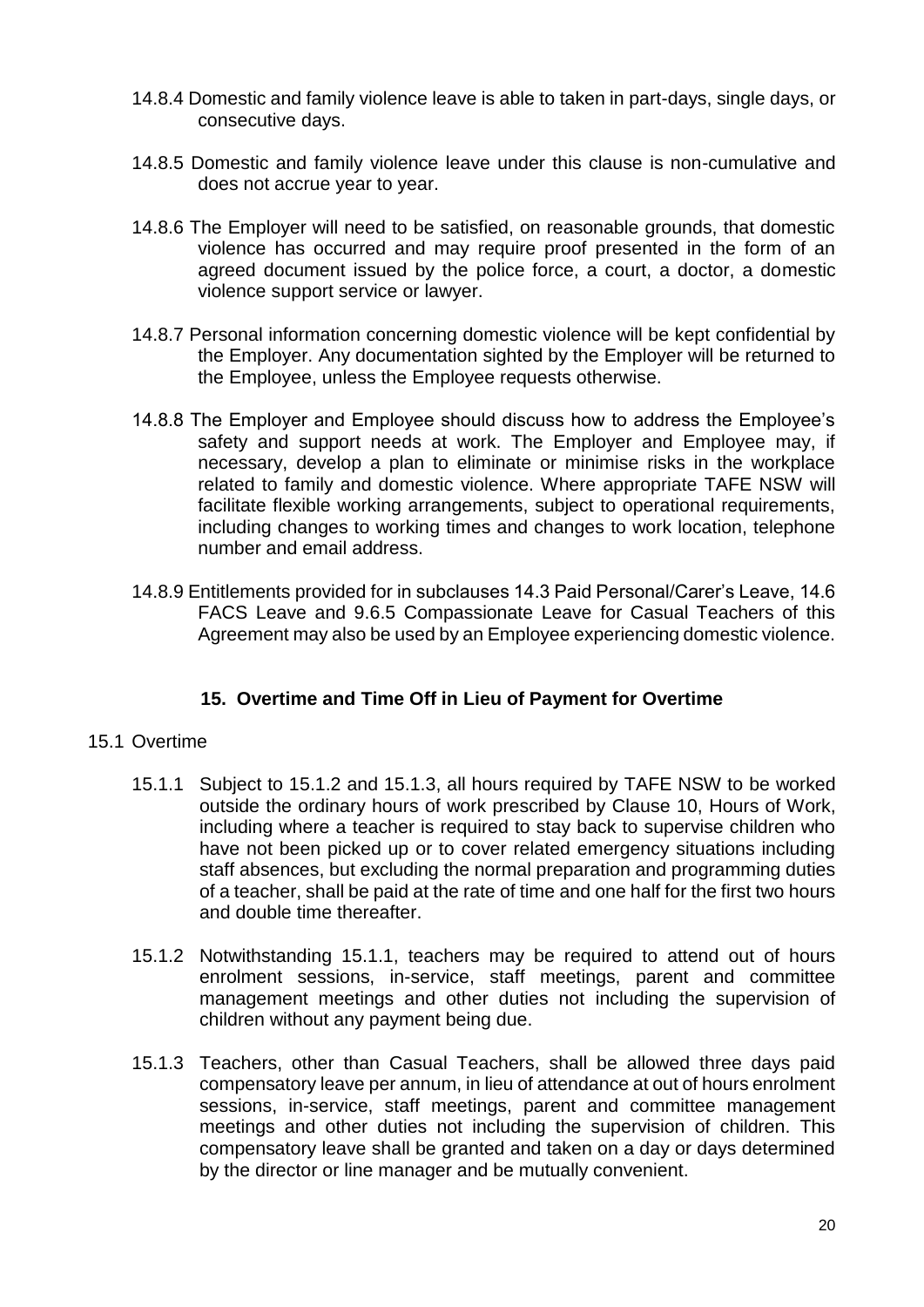14.8.4 Domestic and family violence leave is able to taken in part-days, single days, or consecutive days.

14.8.5 Domestic and family violence leave under this clause is non-cumulative and does not accrue year to year.

14.8.6 The Employer will need to be satisfied, on reasonable grounds, that domestic violence has occurred and may require proof presented in the form of an agreed document issued by the police force, a court, a doctor, a domestic violence support service or lawyer.

14.8.7 Personal information concerning domestic violence will be kept confidential by the Employer. Any documentation sighted by the Employer will be returned to the Employee, unless the Employee requests otherwise.

14.8.8 The Employer and Employee should discuss how to address the Employee's safety and support needs at work. The Employer and Employee may, if necessary, develop a plan to eliminate or minimise risks in the workplace related to family and domestic violence. Where appropriate TAFE NSW will facilitate flexible working arrangements, subject to operational requirements, including changes to working times and changes to work location, telephone number and email address.

14.8.9 Entitlements provided for in subclauses 14.3 Paid Personal/Carer's Leave, 14.6 FACS Leave and 9.6.5 Compassionate Leave for Casual Teachers of this Agreement may also be used by an Employee experiencing domestic violence.

## 15. Overtime and Time Off in Lieu of Payment for Overtime

15.1 Overtime

15.1.1 Subject to 15.1.2 and 15.1.3, all hours required by TAFE NSW to be worked outside the ordinary hours of work prescribed by Clause 10, Hours of Work, including where a teacher is required to stay back to supervise children who have not been picked up or to cover related emergency situations including staff absences, but excluding the normal preparation and programming duties of a teacher, shall be paid at the rate of time and one half for the first two hours and double time thereafter.

15.1.2 Notwithstanding 15.1.1, teachers may be required to attend out of hours enrolment sessions, in-service, staff meetings, parent and committee management meetings and other duties not including the supervision of children without any payment being due.

15.1.3 Teachers, other than Casual Teachers, shall be allowed three days paid compensatory leave per annum, in lieu of attendance at out of hours enrolment sessions, in-service, staff meetings, parent and committee management meetings and other duties not including the supervision of children. This compensatory leave shall be granted and taken on a day or days determined by the director or line manager and be mutually convenient.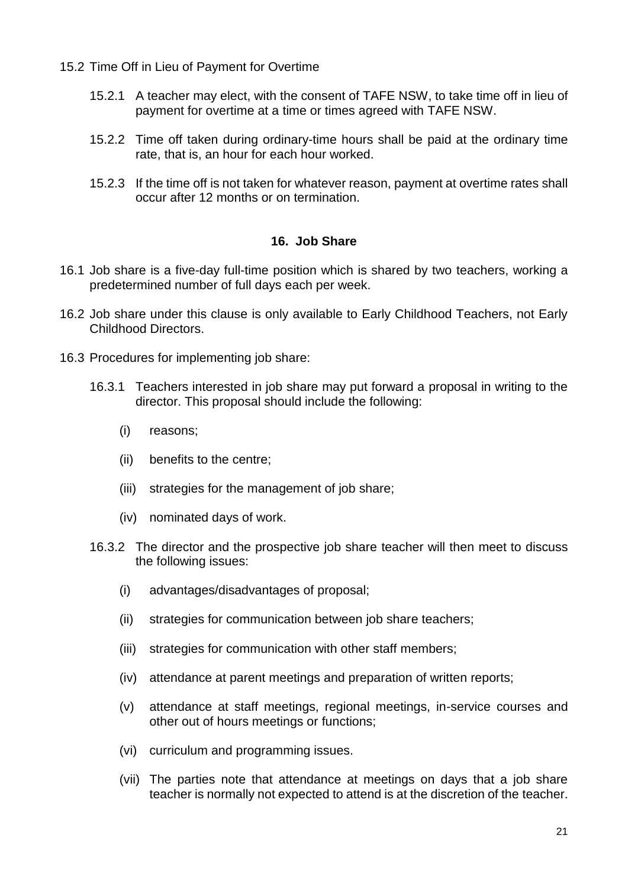15.2 Time Off in Lieu of Payment for Overtime

15.2.1 A teacher may elect, with the consent of TAFE NSW, to take time off in lieu of payment for overtime at a time or times agreed with TAFE NSW.

15.2.2 Time off taken during ordinary-time hours shall be paid at the ordinary time rate, that is, an hour for each hour worked.

15.2.3 If the time off is not taken for whatever reason, payment at overtime rates shall occur after 12 months or on termination.

## 16. Job Share

16.1 Job share is a five-day full-time position which is shared by two teachers, working a predetermined number of full days each per week.

16.2 Job share under this clause is only available to Early Childhood Teachers, not Early Childhood Directors.

16.3 Procedures for implementing job share:

16.3.1 Teachers interested in job share may put forward a proposal in writing to the director. This proposal should include the following:

(i) reasons;

(ii) benefits to the centre;

(iii) strategies for the management of job share;

(iv) nominated days of work.

16.3.2 The director and the prospective job share teacher will then meet to discuss the following issues:

(i) advantages/disadvantages of proposal;

(ii) strategies for communication between job share teachers;

(iii) strategies for communication with other staff members;

(iv) attendance at parent meetings and preparation of written reports;

(v) attendance at staff meetings, regional meetings, in-service courses and other out of hours meetings or functions;

(vi) curriculum and programming issues.

(vii) The parties note that attendance at meetings on days that a job share teacher is normally not expected to attend is at the discretion of the teacher.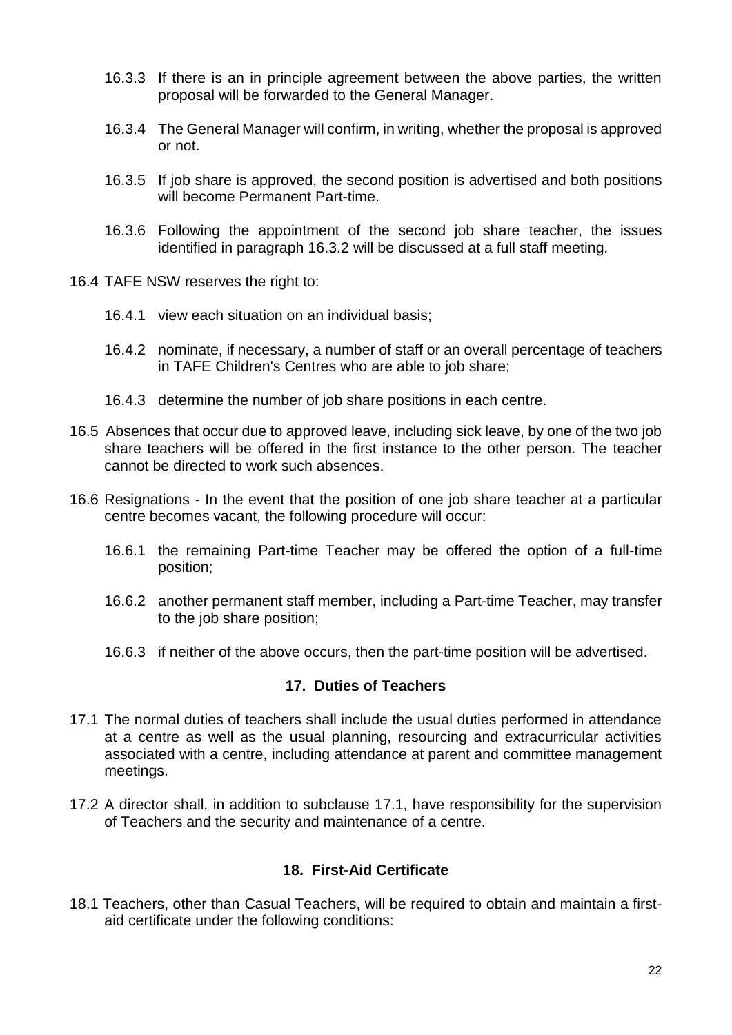16.3.3 If there is an in principle agreement between the above parties, the written proposal will be forwarded to the General Manager.

16.3.4 The General Manager will confirm, in writing, whether the proposal is approved or not.

16.3.5 If job share is approved, the second position is advertised and both positions will become Permanent Part-time.

16.3.6 Following the appointment of the second job share teacher, the issues identified in paragraph 16.3.2 will be discussed at a full staff meeting.

16.4 TAFE NSW reserves the right to:

16.4.1 view each situation on an individual basis;

16.4.2 nominate, if necessary, a number of staff or an overall percentage of teachers in TAFE Children's Centres who are able to job share;

16.4.3 determine the number of job share positions in each centre.

16.5 Absences that occur due to approved leave, including sick leave, by one of the two job share teachers will be offered in the first instance to the other person. The teacher cannot be directed to work such absences.

16.6 Resignations - In the event that the position of one job share teacher at a particular centre becomes vacant, the following procedure will occur:

16.6.1 the remaining Part-time Teacher may be offered the option of a full-time position;

16.6.2 another permanent staff member, including a Part-time Teacher, may transfer to the job share position;

16.6.3 if neither of the above occurs, then the part-time position will be advertised.

## 17. Duties of Teachers

17.1 The normal duties of teachers shall include the usual duties performed in attendance at a centre as well as the usual planning, resourcing and extracurricular activities associated with a centre, including attendance at parent and committee management meetings.

17.2 A director shall, in addition to subclause 17.1, have responsibility for the supervision of Teachers and the security and maintenance of a centre.

## 18. First-Aid Certificate

18.1 Teachers, other than Casual Teachers, will be required to obtain and maintain a first-aid certificate under the following conditions: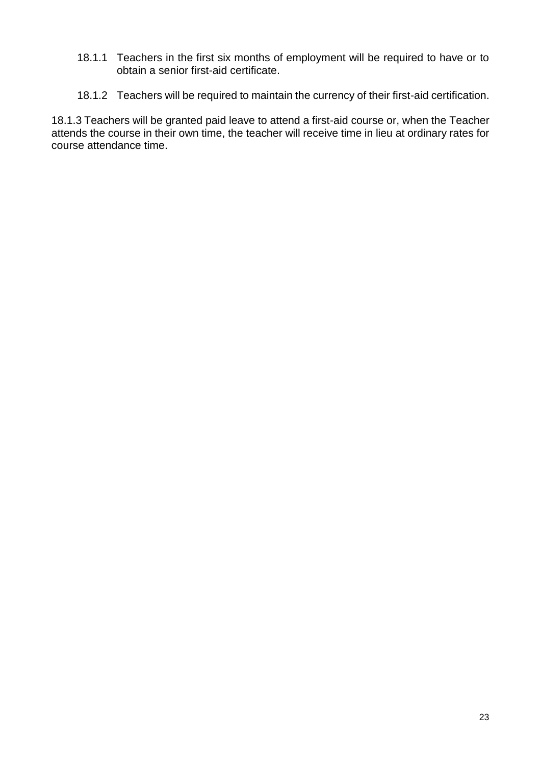18.1.1 Teachers in the first six months of employment will be required to have or to obtain a senior first-aid certificate.

18.1.2 Teachers will be required to maintain the currency of their first-aid certification.

18.1.3 Teachers will be granted paid leave to attend a first-aid course or, when the Teacher attends the course in their own time, the teacher will receive time in lieu at ordinary rates for course attendance time.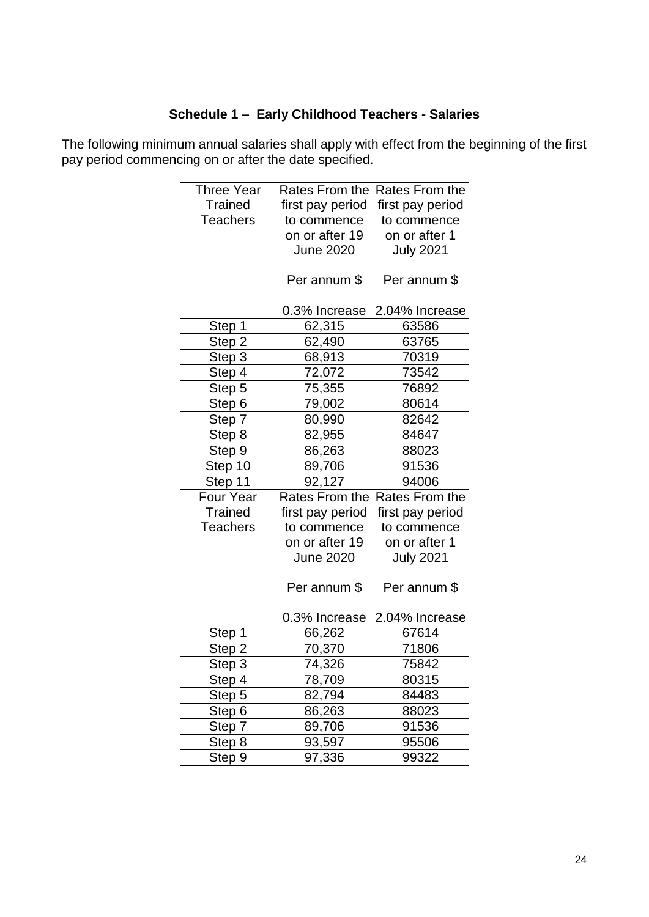## Schedule 1 – Early Childhood Teachers - Salaries

The following minimum annual salaries shall apply with effect from the beginning of the first pay period commencing on or after the date specified.

| Three Year Trained Teachers | Rates From the first pay period to commence on or after 19 June 2020<br><br>Per annum $<br><br>0.3% Increase | Rates From the first pay period to commence on or after 1 July 2021<br><br>Per annum $<br><br>2.04% Increase |
|---|---|---|
| Step 1 | 62,315 | 63586 |
| Step 2 | 62,490 | 63765 |
| Step 3 | 68,913 | 70319 |
| Step 4 | 72,072 | 73542 |
| Step 5 | 75,355 | 76892 |
| Step 6 | 79,002 | 80614 |
| Step 7 | 80,990 | 82642 |
| Step 8 | 82,955 | 84647 |
| Step 9 | 86,263 | 88023 |
| Step 10 | 89,706 | 91536 |
| Step 11 | 92,127 | 94006 |
| Four Year Trained Teachers | Rates From the first pay period to commence on or after 19 June 2020<br><br>Per annum $<br><br>0.3% Increase | Rates From the first pay period to commence on or after 1 July 2021<br><br>Per annum $<br><br>2.04% Increase |
| Step 1 | 66,262 | 67614 |
| Step 2 | 70,370 | 71806 |
| Step 3 | 74,326 | 75842 |
| Step 4 | 78,709 | 80315 |
| Step 5 | 82,794 | 84483 |
| Step 6 | 86,263 | 88023 |
| Step 7 | 89,706 | 91536 |
| Step 8 | 93,597 | 95506 |
| Step 9 | 97,336 | 99322 |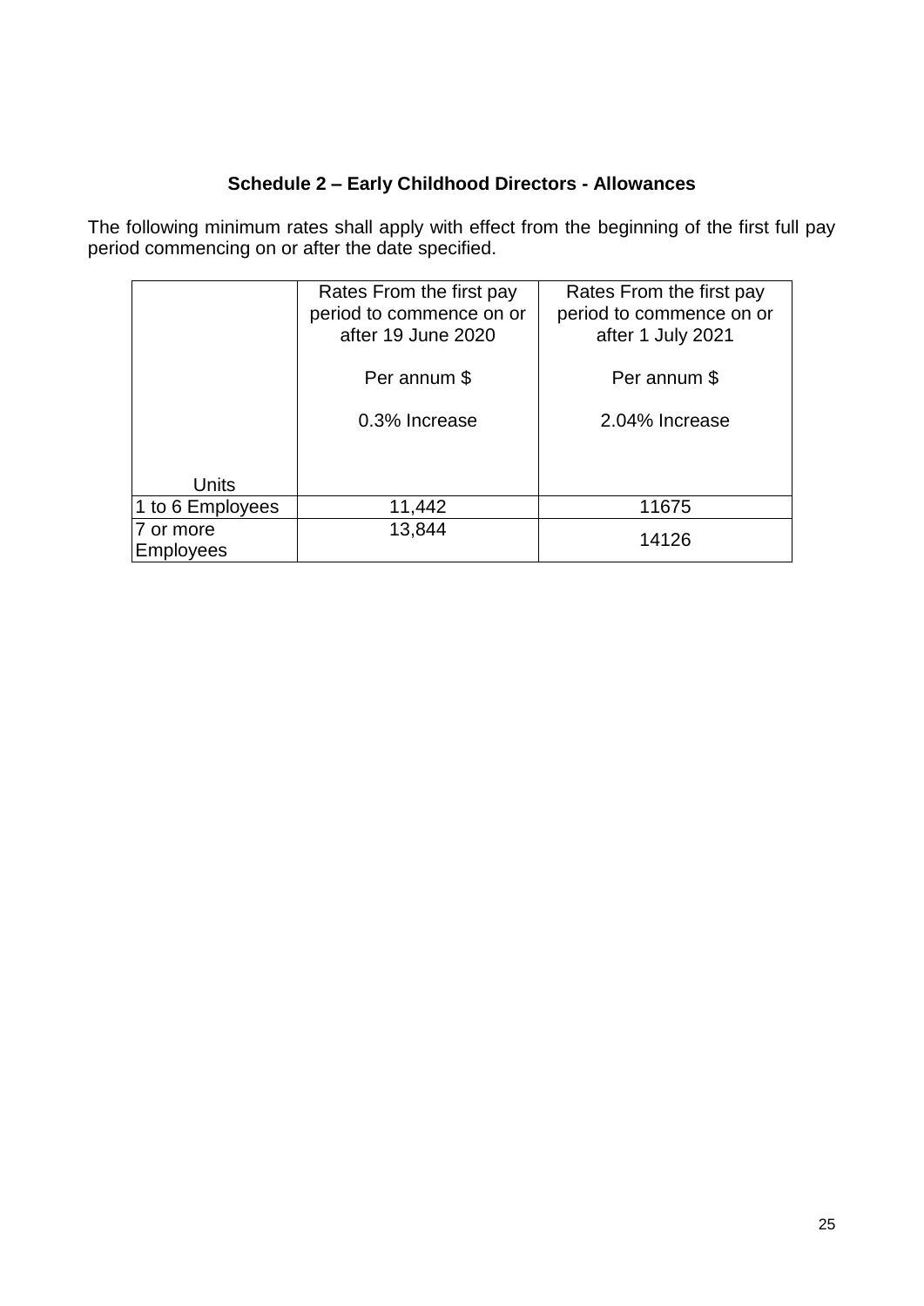## Schedule 2 – Early Childhood Directors - Allowances

The following minimum rates shall apply with effect from the beginning of the first full pay period commencing on or after the date specified.

| Units | Rates From the first pay period to commence on or after 19 June 2020<br><br>Per annum $<br><br>0.3% Increase | Rates From the first pay period to commence on or after 1 July 2021<br><br>Per annum $<br><br>2.04% Increase |
|---|---|---|
| 1 to 6 Employees | 11,442 | 11675 |
| 7 or more Employees | 13,844 | 14126 |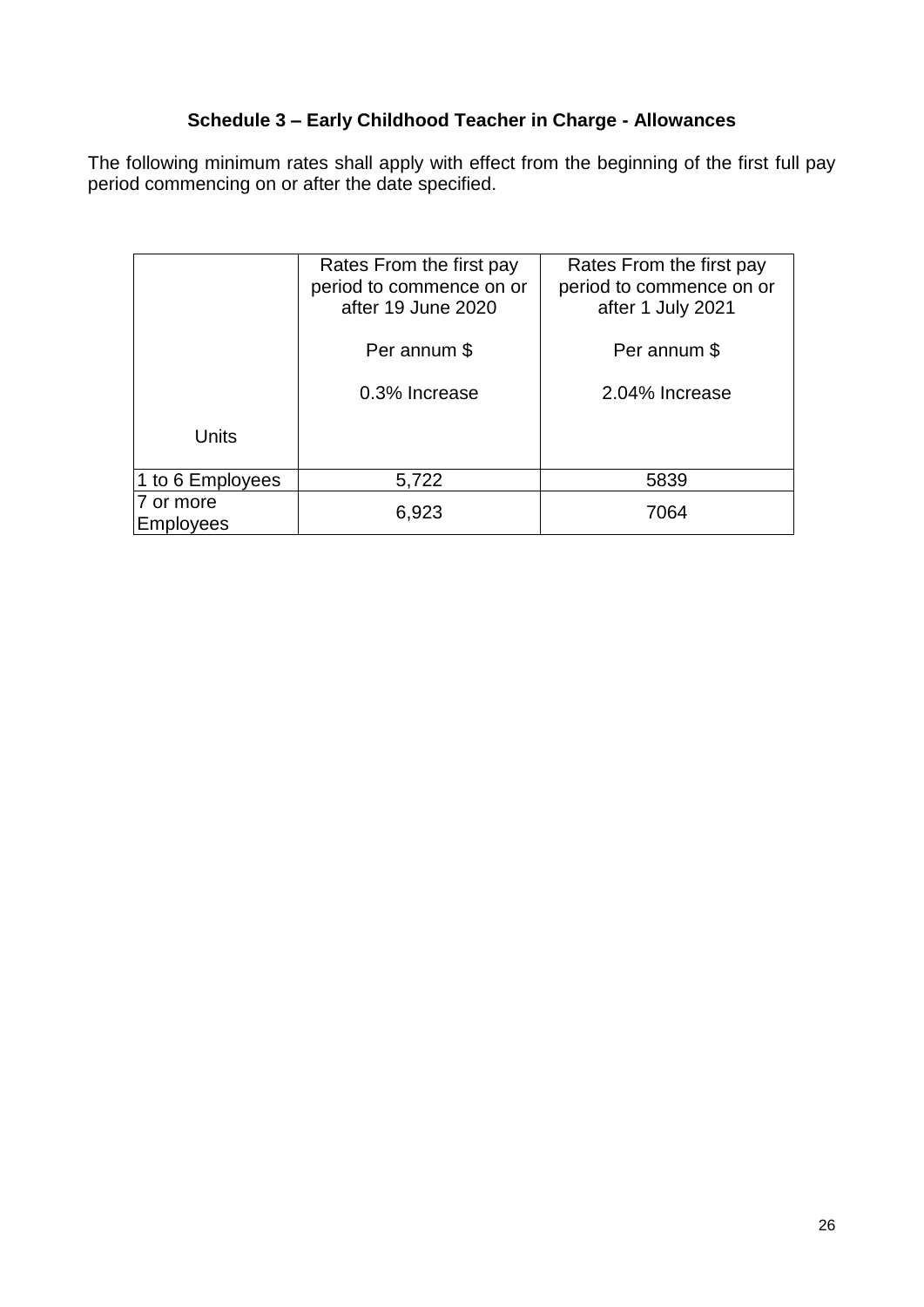## Schedule 3 – Early Childhood Teacher in Charge - Allowances

The following minimum rates shall apply with effect from the beginning of the first full pay period commencing on or after the date specified.

| Units | Rates From the first pay period to commence on or after 19 June 2020<br><br>Per annum $<br><br>0.3% Increase | Rates From the first pay period to commence on or after 1 July 2021<br><br>Per annum $<br><br>2.04% Increase |
|---|---|---|
| 1 to 6 Employees | 5,722 | 5839 |
| 7 or more Employees | 6,923 | 7064 |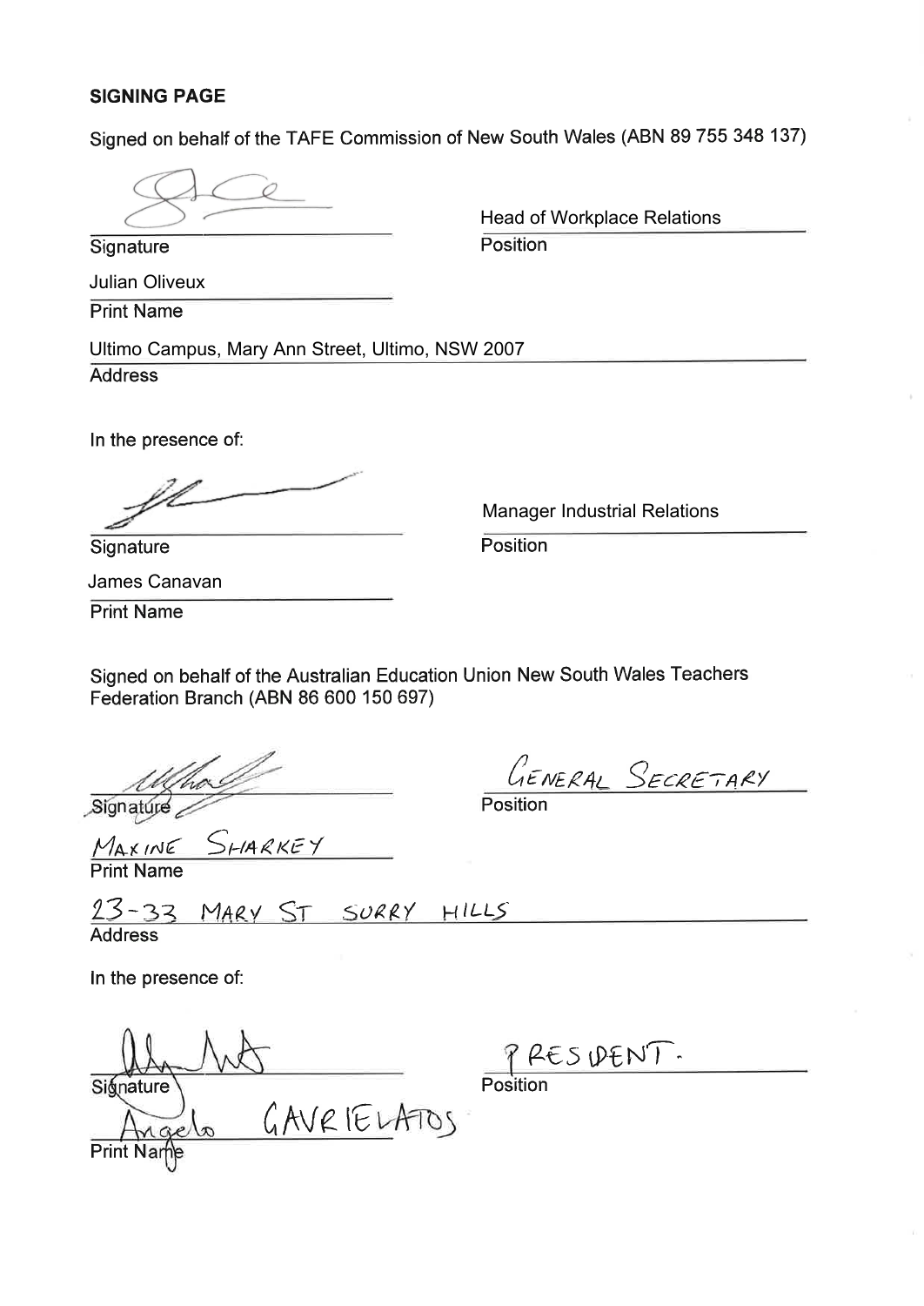**SIGNING PAGE**

Signed on behalf of the TAFE Commission of New South Wales (ABN 89 755 348 137)

Signature

Head of Workplace Relations
Position

Julian Oliveux
Print Name

Ultimo Campus, Mary Ann Street, Ultimo, NSW 2007
Address

In the presence of:

Signature

Manager Industrial Relations
Position

James Canavan
Print Name

Signed on behalf of the Australian Education Union New South Wales Teachers Federation Branch (ABN 86 600 150 697)

Signature

GENERAL SECRETARY
Position

MAXINE SHARKEY
Print Name

23-33 MARY ST SURRY HILLS
Address

In the presence of:

Signature

PRESIDENT.
Position

Angelo GAVRIELATOS
Print Name